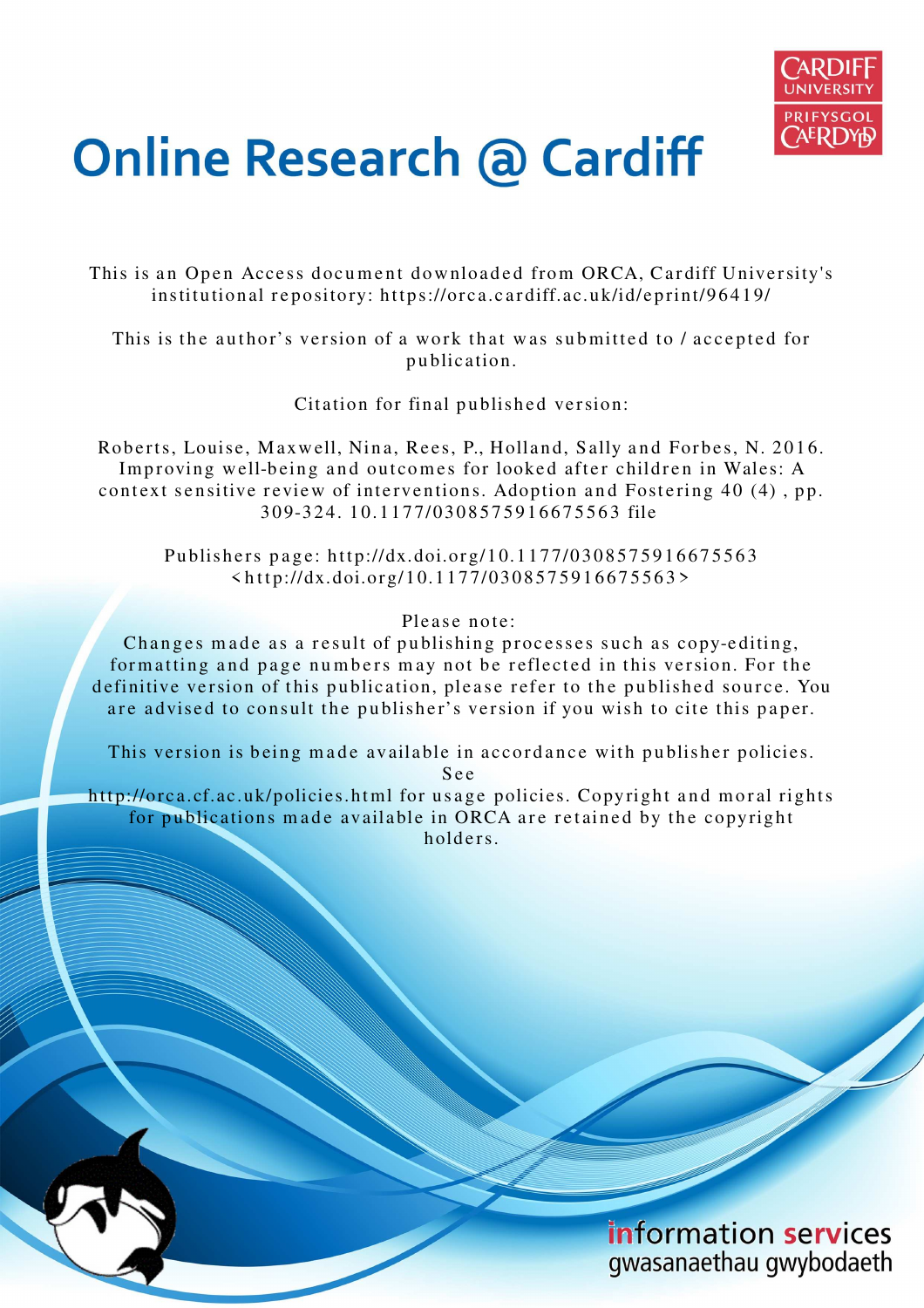# Online Research @ Cardiff

This is an Open Access document downloaded from ORCA, Cardiff University's institutional repository: https://orca.cardiff.ac.uk/id/eprint/96419/

This is the author's version of a work that was submitted to / accepted for publication.

Citation for final published version:

Roberts, Louise, Maxwell, Nina, Rees, P., Holland, Sally and Forbes, N. 2016. Improving well-being and outcomes for looked after children in Wales: A context sensitive review of interventions. Adoption and Fostering 40 (4) , pp. 309-324. 10.1177/0308575916675563 file

Publishers page: http://dx.doi.org/10.1177/0308575916675563 <http://dx.doi.org/10.1177/0308575916675563>

Please note:
Changes made as a result of publishing processes such as copy-editing, formatting and page numbers may not be reflected in this version. For the definitive version of this publication, please refer to the published source. You are advised to consult the publisher's version if you wish to cite this paper.

This version is being made available in accordance with publisher policies. See http://orca.cf.ac.uk/policies.html for usage policies. Copyright and moral rights for publications made available in ORCA are retained by the copyright holders.

information services
gwasanaethau gwybodaeth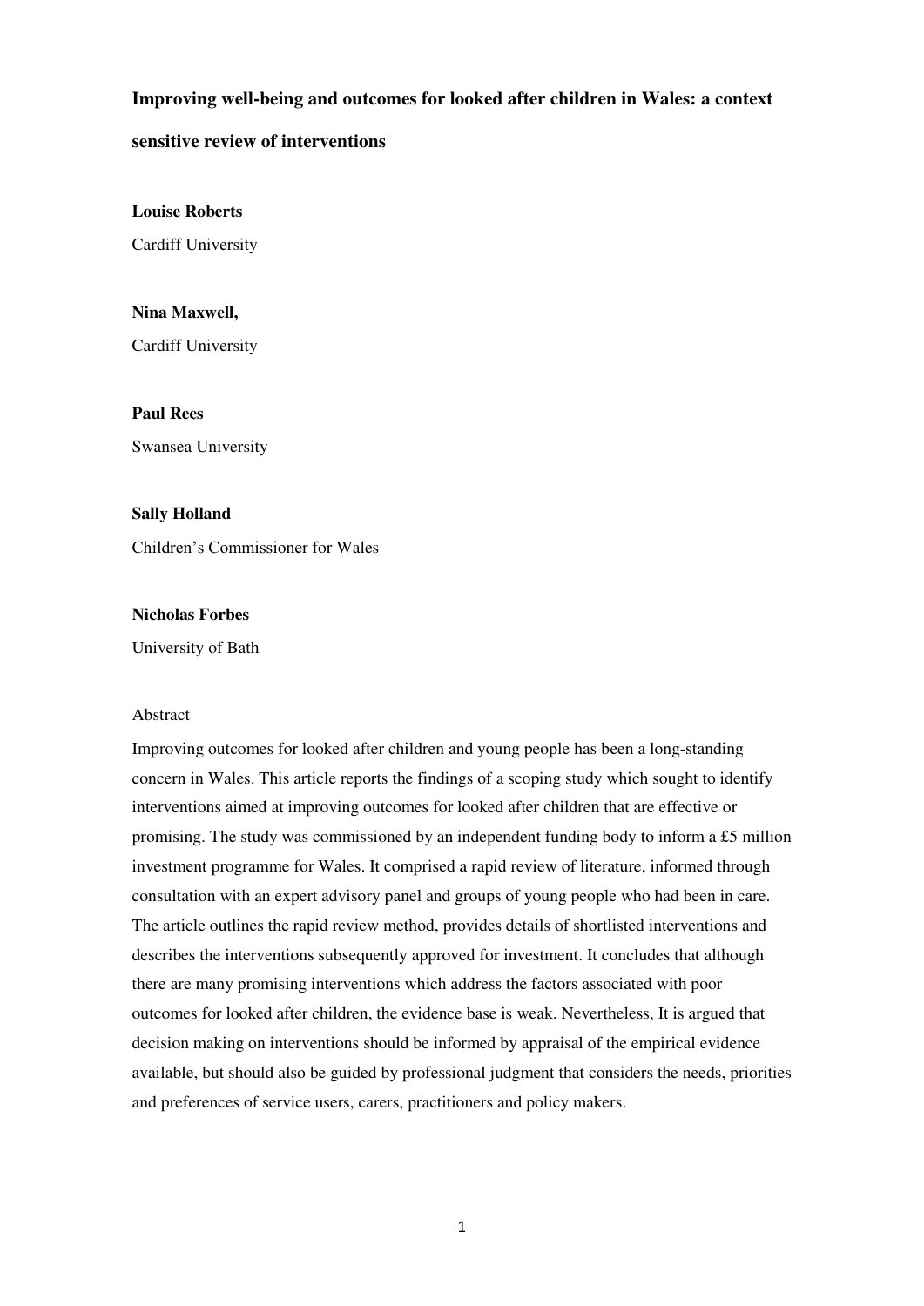**Improving well-being and outcomes for looked after children in Wales: a context sensitive review of interventions**

**Louise Roberts**

Cardiff University

**Nina Maxwell,**

Cardiff University

**Paul Rees**

Swansea University

**Sally Holland**

Children's Commissioner for Wales

**Nicholas Forbes**

University of Bath

Abstract

Improving outcomes for looked after children and young people has been a long-standing concern in Wales. This article reports the findings of a scoping study which sought to identify interventions aimed at improving outcomes for looked after children that are effective or promising. The study was commissioned by an independent funding body to inform a £5 million investment programme for Wales. It comprised a rapid review of literature, informed through consultation with an expert advisory panel and groups of young people who had been in care. The article outlines the rapid review method, provides details of shortlisted interventions and describes the interventions subsequently approved for investment. It concludes that although there are many promising interventions which address the factors associated with poor outcomes for looked after children, the evidence base is weak. Nevertheless, It is argued that decision making on interventions should be informed by appraisal of the empirical evidence available, but should also be guided by professional judgment that considers the needs, priorities and preferences of service users, carers, practitioners and policy makers.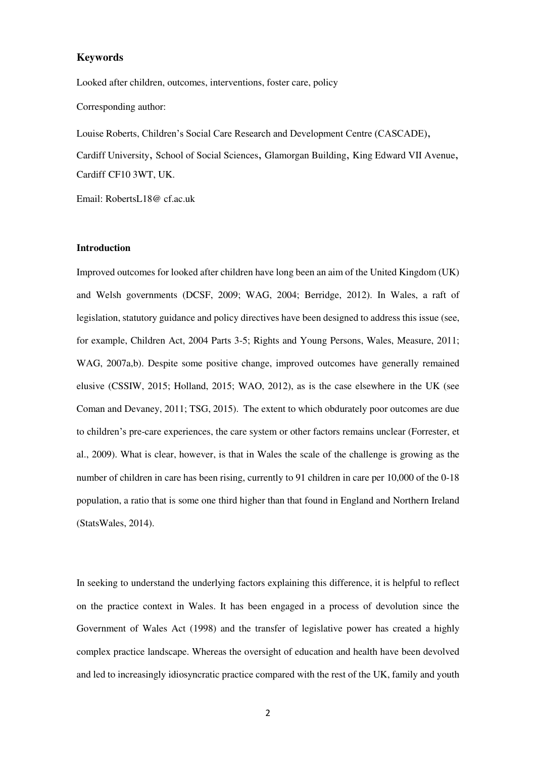### Keywords

Looked after children, outcomes, interventions, foster care, policy

Corresponding author:

Louise Roberts, Children's Social Care Research and Development Centre (CASCADE), Cardiff University, School of Social Sciences, Glamorgan Building, King Edward VII Avenue, Cardiff CF10 3WT, UK.

Email: RobertsL18@ cf.ac.uk

### Introduction

Improved outcomes for looked after children have long been an aim of the United Kingdom (UK) and Welsh governments (DCSF, 2009; WAG, 2004; Berridge, 2012). In Wales, a raft of legislation, statutory guidance and policy directives have been designed to address this issue (see, for example, Children Act, 2004 Parts 3-5; Rights and Young Persons, Wales, Measure, 2011; WAG, 2007a,b). Despite some positive change, improved outcomes have generally remained elusive (CSSIW, 2015; Holland, 2015; WAO, 2012), as is the case elsewhere in the UK (see Coman and Devaney, 2011; TSG, 2015). The extent to which obdurately poor outcomes are due to children's pre-care experiences, the care system or other factors remains unclear (Forrester, et al., 2009). What is clear, however, is that in Wales the scale of the challenge is growing as the number of children in care has been rising, currently to 91 children in care per 10,000 of the 0-18 population, a ratio that is some one third higher than that found in England and Northern Ireland (StatsWales, 2014).

In seeking to understand the underlying factors explaining this difference, it is helpful to reflect on the practice context in Wales. It has been engaged in a process of devolution since the Government of Wales Act (1998) and the transfer of legislative power has created a highly complex practice landscape. Whereas the oversight of education and health have been devolved and led to increasingly idiosyncratic practice compared with the rest of the UK, family and youth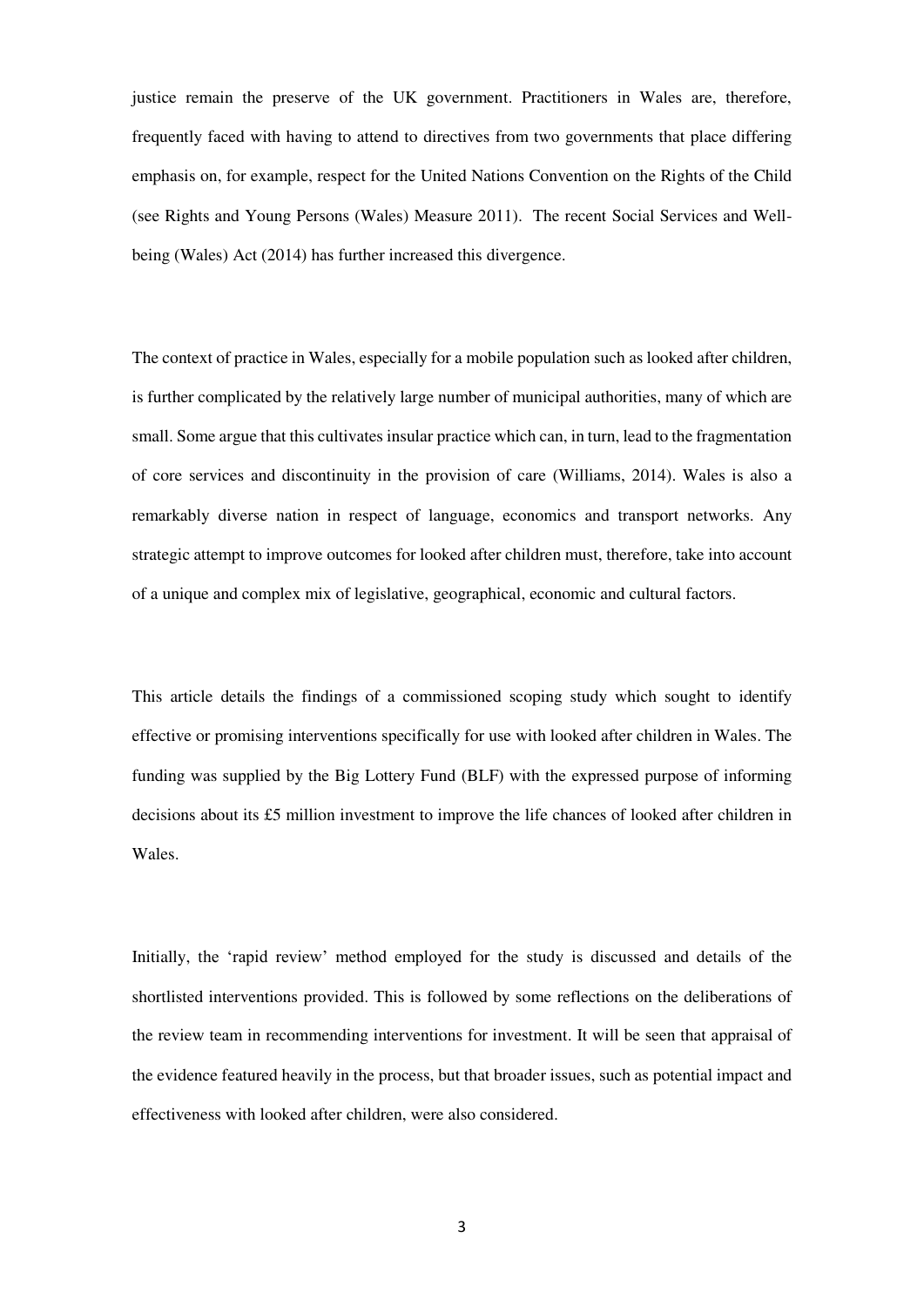justice remain the preserve of the UK government. Practitioners in Wales are, therefore, frequently faced with having to attend to directives from two governments that place differing emphasis on, for example, respect for the United Nations Convention on the Rights of the Child (see Rights and Young Persons (Wales) Measure 2011). The recent Social Services and Well-being (Wales) Act (2014) has further increased this divergence.

The context of practice in Wales, especially for a mobile population such as looked after children, is further complicated by the relatively large number of municipal authorities, many of which are small. Some argue that this cultivates insular practice which can, in turn, lead to the fragmentation of core services and discontinuity in the provision of care (Williams, 2014). Wales is also a remarkably diverse nation in respect of language, economics and transport networks. Any strategic attempt to improve outcomes for looked after children must, therefore, take into account of a unique and complex mix of legislative, geographical, economic and cultural factors.

This article details the findings of a commissioned scoping study which sought to identify effective or promising interventions specifically for use with looked after children in Wales. The funding was supplied by the Big Lottery Fund (BLF) with the expressed purpose of informing decisions about its £5 million investment to improve the life chances of looked after children in Wales.

Initially, the 'rapid review' method employed for the study is discussed and details of the shortlisted interventions provided. This is followed by some reflections on the deliberations of the review team in recommending interventions for investment. It will be seen that appraisal of the evidence featured heavily in the process, but that broader issues, such as potential impact and effectiveness with looked after children, were also considered.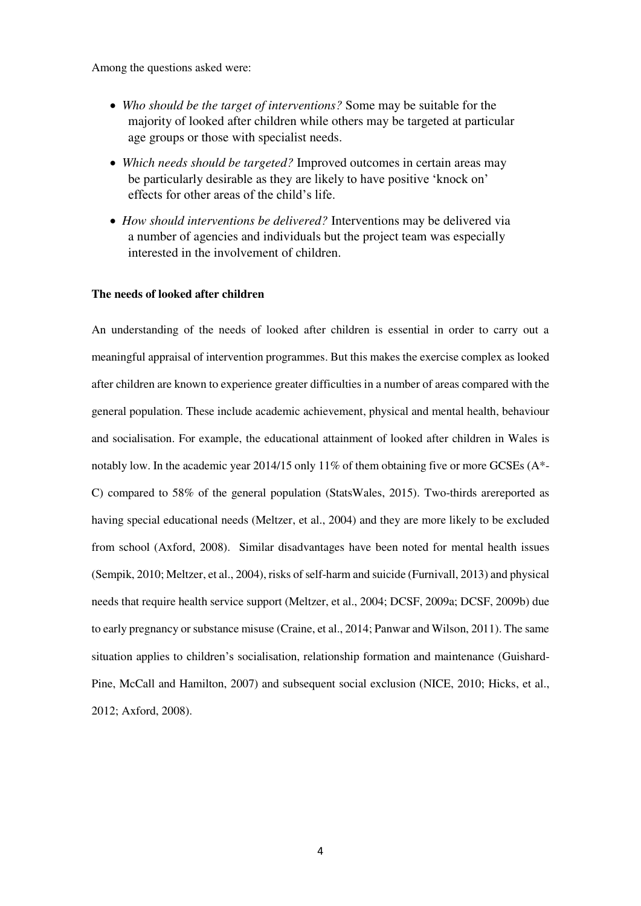Among the questions asked were:

- *Who should be the target of interventions?* Some may be suitable for the majority of looked after children while others may be targeted at particular age groups or those with specialist needs.
- *Which needs should be targeted?* Improved outcomes in certain areas may be particularly desirable as they are likely to have positive 'knock on' effects for other areas of the child's life.
- *How should interventions be delivered?* Interventions may be delivered via a number of agencies and individuals but the project team was especially interested in the involvement of children.

**The needs of looked after children**

An understanding of the needs of looked after children is essential in order to carry out a meaningful appraisal of intervention programmes. But this makes the exercise complex as looked after children are known to experience greater difficulties in a number of areas compared with the general population. These include academic achievement, physical and mental health, behaviour and socialisation. For example, the educational attainment of looked after children in Wales is notably low. In the academic year 2014/15 only 11% of them obtaining five or more GCSEs (A*-C) compared to 58% of the general population (StatsWales, 2015). Two-thirds arereported as having special educational needs (Meltzer, et al., 2004) and they are more likely to be excluded from school (Axford, 2008). Similar disadvantages have been noted for mental health issues (Sempik, 2010; Meltzer, et al., 2004), risks of self-harm and suicide (Furnivall, 2013) and physical needs that require health service support (Meltzer, et al., 2004; DCSF, 2009a; DCSF, 2009b) due to early pregnancy or substance misuse (Craine, et al., 2014; Panwar and Wilson, 2011). The same situation applies to children's socialisation, relationship formation and maintenance (Guishard-Pine, McCall and Hamilton, 2007) and subsequent social exclusion (NICE, 2010; Hicks, et al., 2012; Axford, 2008).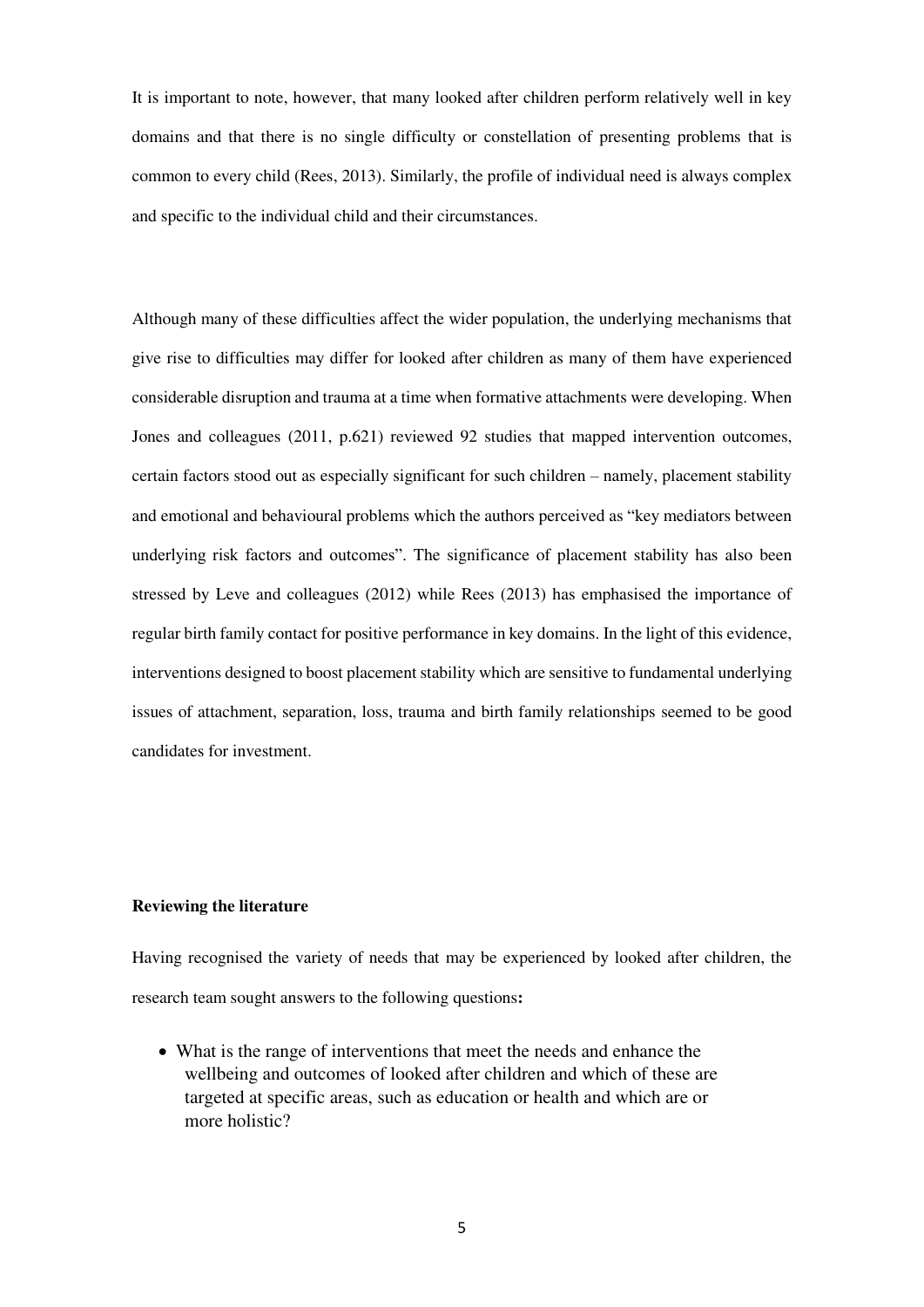It is important to note, however, that many looked after children perform relatively well in key domains and that there is no single difficulty or constellation of presenting problems that is common to every child (Rees, 2013). Similarly, the profile of individual need is always complex and specific to the individual child and their circumstances.

Although many of these difficulties affect the wider population, the underlying mechanisms that give rise to difficulties may differ for looked after children as many of them have experienced considerable disruption and trauma at a time when formative attachments were developing. When Jones and colleagues (2011, p.621) reviewed 92 studies that mapped intervention outcomes, certain factors stood out as especially significant for such children – namely, placement stability and emotional and behavioural problems which the authors perceived as "key mediators between underlying risk factors and outcomes". The significance of placement stability has also been stressed by Leve and colleagues (2012) while Rees (2013) has emphasised the importance of regular birth family contact for positive performance in key domains. In the light of this evidence, interventions designed to boost placement stability which are sensitive to fundamental underlying issues of attachment, separation, loss, trauma and birth family relationships seemed to be good candidates for investment.

**Reviewing the literature**

Having recognised the variety of needs that may be experienced by looked after children, the research team sought answers to the following questions**:**

- What is the range of interventions that meet the needs and enhance the wellbeing and outcomes of looked after children and which of these are targeted at specific areas, such as education or health and which are or more holistic?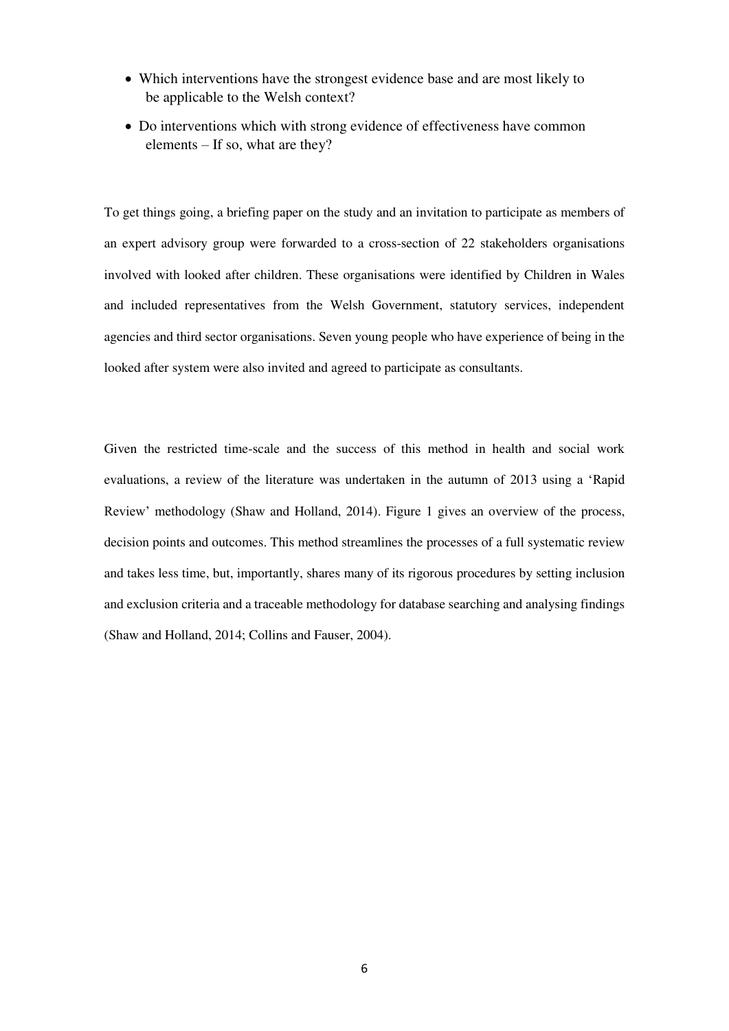- Which interventions have the strongest evidence base and are most likely to be applicable to the Welsh context?
- Do interventions which with strong evidence of effectiveness have common elements – If so, what are they?

To get things going, a briefing paper on the study and an invitation to participate as members of an expert advisory group were forwarded to a cross-section of 22 stakeholders organisations involved with looked after children. These organisations were identified by Children in Wales and included representatives from the Welsh Government, statutory services, independent agencies and third sector organisations. Seven young people who have experience of being in the looked after system were also invited and agreed to participate as consultants.

Given the restricted time-scale and the success of this method in health and social work evaluations, a review of the literature was undertaken in the autumn of 2013 using a 'Rapid Review' methodology (Shaw and Holland, 2014). Figure 1 gives an overview of the process, decision points and outcomes. This method streamlines the processes of a full systematic review and takes less time, but, importantly, shares many of its rigorous procedures by setting inclusion and exclusion criteria and a traceable methodology for database searching and analysing findings (Shaw and Holland, 2014; Collins and Fauser, 2004).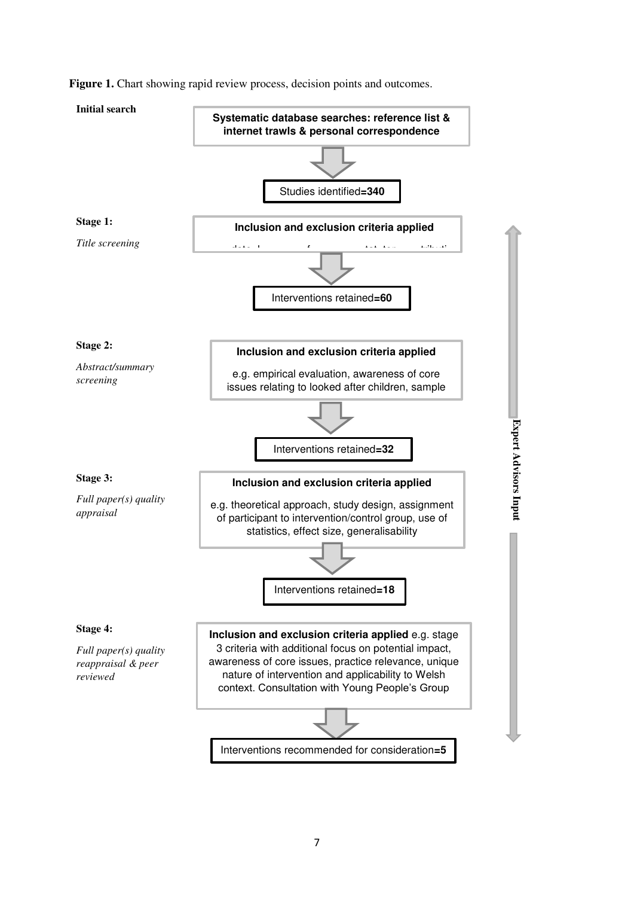**Figure 1.** Chart showing rapid review process, decision points and outcomes.

**Initial search**

**Systematic database searches: reference list & internet trawls & personal correspondence**

Studies identified=**340**

**Stage 1:**

*Title screening*

**Inclusion and exclusion criteria applied**

Interventions retained=**60**

**Stage 2:**

*Abstract/summary screening*

**Inclusion and exclusion criteria applied**

e.g. empirical evaluation, awareness of core issues relating to looked after children, sample

Interventions retained=**32**

**Stage 3:**

*Full paper(s) quality appraisal*

**Inclusion and exclusion criteria applied**

e.g. theoretical approach, study design, assignment of participant to intervention/control group, use of statistics, effect size, generalisability

Interventions retained=**18**

**Stage 4:**

*Full paper(s) quality reappraisal & peer reviewed*

**Inclusion and exclusion criteria applied** e.g. stage 3 criteria with additional focus on potential impact, awareness of core issues, practice relevance, unique nature of intervention and applicability to Welsh context. Consultation with Young People's Group

Interventions recommended for consideration=**5**

**Expert Advisors Input**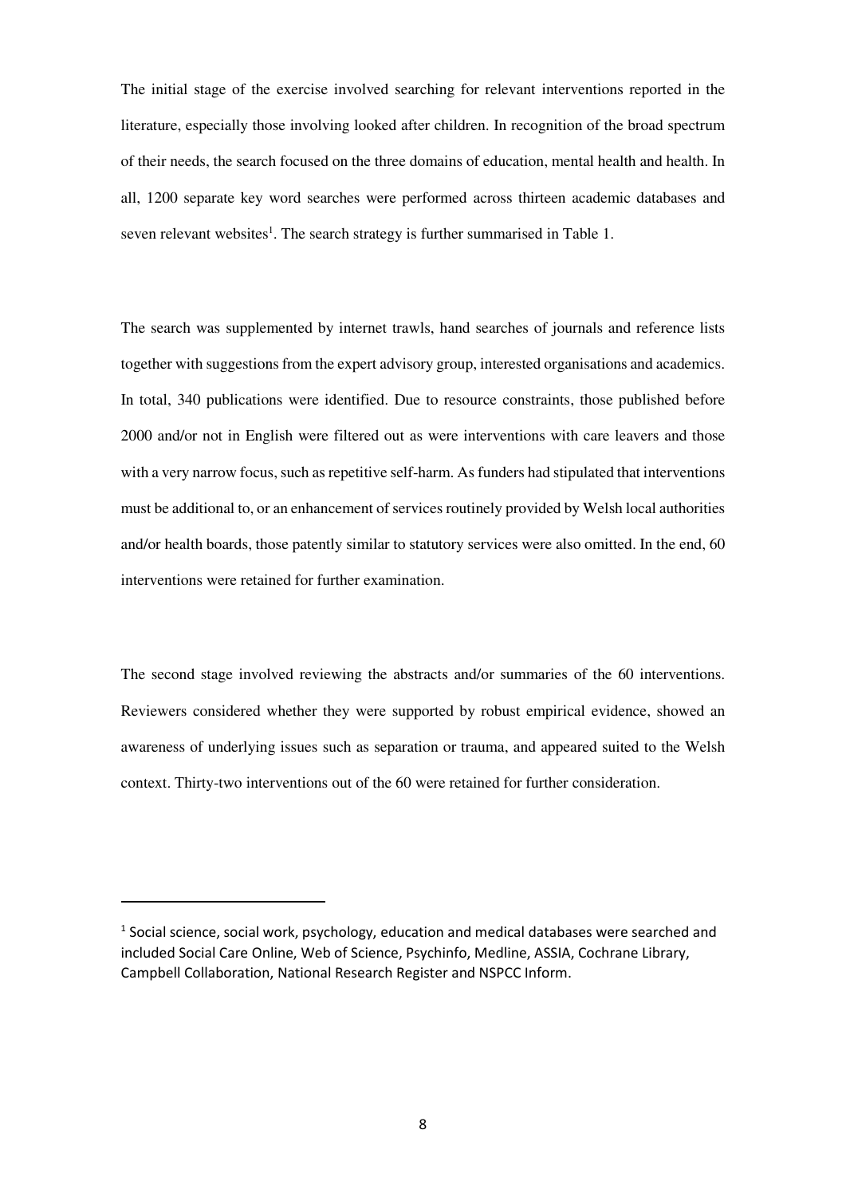The initial stage of the exercise involved searching for relevant interventions reported in the literature, especially those involving looked after children. In recognition of the broad spectrum of their needs, the search focused on the three domains of education, mental health and health. In all, 1200 separate key word searches were performed across thirteen academic databases and seven relevant websites[1]. The search strategy is further summarised in Table 1.

The search was supplemented by internet trawls, hand searches of journals and reference lists together with suggestions from the expert advisory group, interested organisations and academics. In total, 340 publications were identified. Due to resource constraints, those published before 2000 and/or not in English were filtered out as were interventions with care leavers and those with a very narrow focus, such as repetitive self-harm. As funders had stipulated that interventions must be additional to, or an enhancement of services routinely provided by Welsh local authorities and/or health boards, those patently similar to statutory services were also omitted. In the end, 60 interventions were retained for further examination.

The second stage involved reviewing the abstracts and/or summaries of the 60 interventions. Reviewers considered whether they were supported by robust empirical evidence, showed an awareness of underlying issues such as separation or trauma, and appeared suited to the Welsh context. Thirty-two interventions out of the 60 were retained for further consideration.

[1] Social science, social work, psychology, education and medical databases were searched and included Social Care Online, Web of Science, Psychinfo, Medline, ASSIA, Cochrane Library, Campbell Collaboration, National Research Register and NSPCC Inform.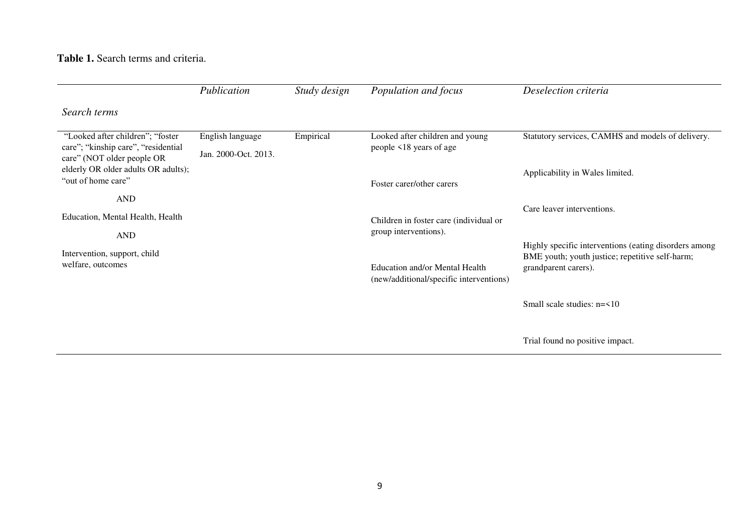**Table 1.** Search terms and criteria.

| | *Publication* | *Study design* | *Population and focus* | *Deselection criteria* |
|---|---|---|---|---|
| *Search terms* | | | | |
| "Looked after children"; "foster care"; "kinship care", "residential care" (NOT older people OR elderly OR older adults OR adults); "out of home care"<br><br>AND<br><br>Education, Mental Health, Health<br><br>AND<br><br>Intervention, support, child welfare, outcomes | English language<br><br>Jan. 2000-Oct. 2013. | Empirical | Looked after children and young people <18 years of age<br><br>Foster carer/other carers<br><br>Children in foster care (individual or group interventions).<br><br>Education and/or Mental Health (new/additional/specific interventions) | Statutory services, CAMHS and models of delivery.<br><br>Applicability in Wales limited.<br><br>Care leaver interventions.<br><br>Highly specific interventions (eating disorders among BME youth; youth justice; repetitive self-harm; grandparent carers).<br><br>Small scale studies: n=<10<br><br>Trial found no positive impact. |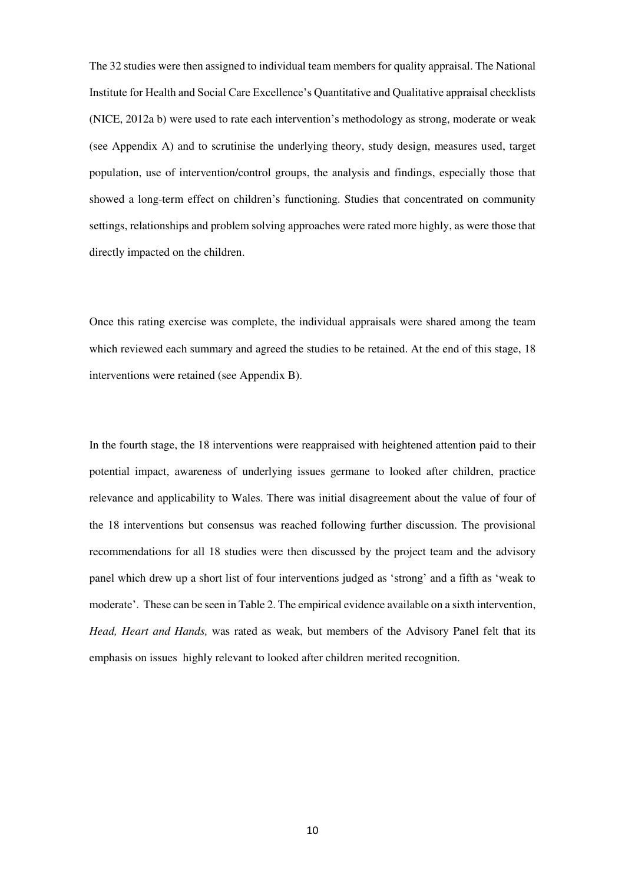The 32 studies were then assigned to individual team members for quality appraisal. The National Institute for Health and Social Care Excellence's Quantitative and Qualitative appraisal checklists (NICE, 2012a b) were used to rate each intervention's methodology as strong, moderate or weak (see Appendix A) and to scrutinise the underlying theory, study design, measures used, target population, use of intervention/control groups, the analysis and findings, especially those that showed a long-term effect on children's functioning. Studies that concentrated on community settings, relationships and problem solving approaches were rated more highly, as were those that directly impacted on the children.

Once this rating exercise was complete, the individual appraisals were shared among the team which reviewed each summary and agreed the studies to be retained. At the end of this stage, 18 interventions were retained (see Appendix B).

In the fourth stage, the 18 interventions were reappraised with heightened attention paid to their potential impact, awareness of underlying issues germane to looked after children, practice relevance and applicability to Wales. There was initial disagreement about the value of four of the 18 interventions but consensus was reached following further discussion. The provisional recommendations for all 18 studies were then discussed by the project team and the advisory panel which drew up a short list of four interventions judged as 'strong' and a fifth as 'weak to moderate'. These can be seen in Table 2. The empirical evidence available on a sixth intervention, *Head, Heart and Hands,* was rated as weak, but members of the Advisory Panel felt that its emphasis on issues highly relevant to looked after children merited recognition.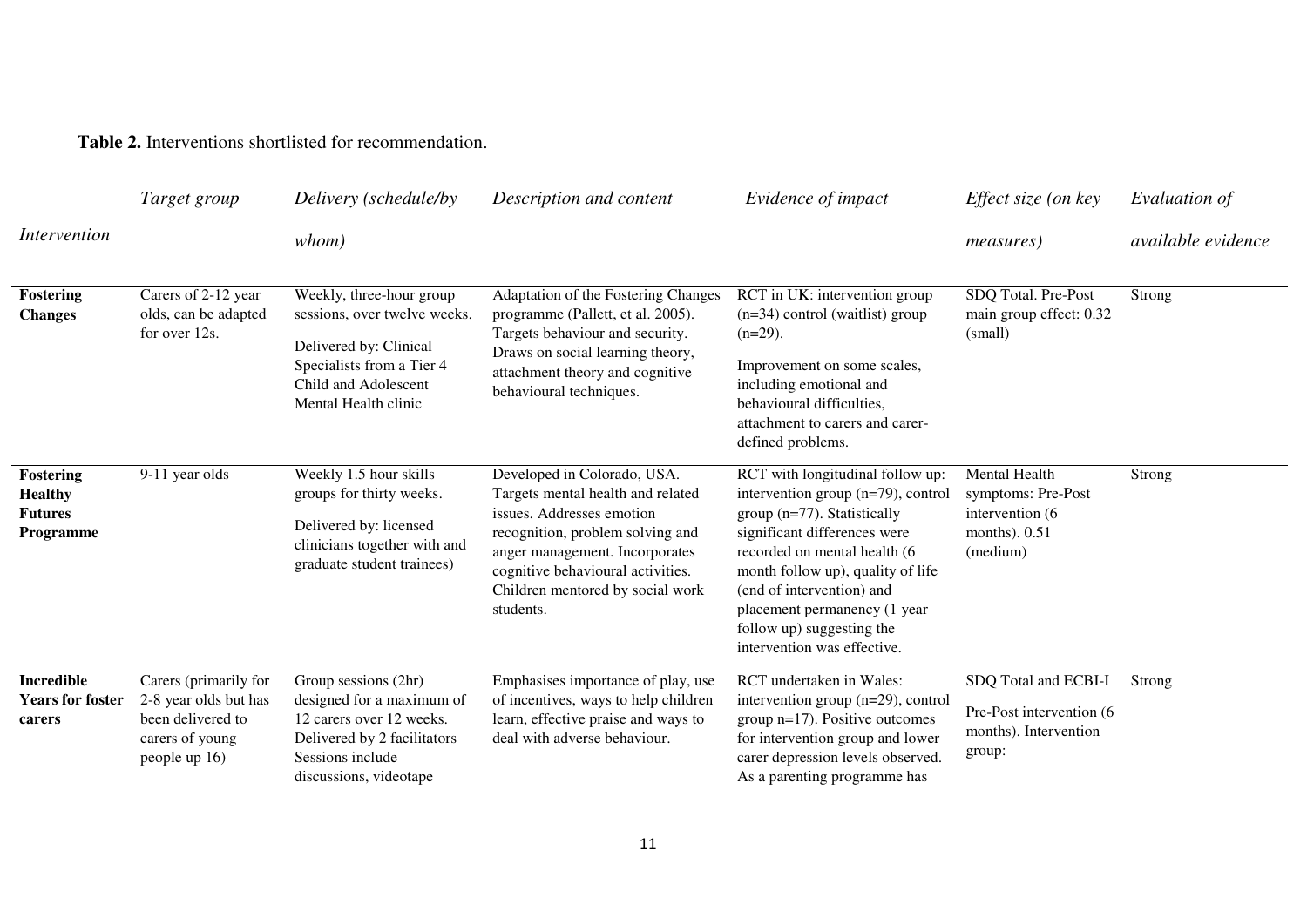**Table 2.** Interventions shortlisted for recommendation.

| *Intervention* | *Target group* | *Delivery (schedule/by whom)* | *Description and content* | *Evidence of impact* | *Effect size (on key measures)* | *Evaluation of available evidence* |
|---|---|---|---|---|---|---|
| **Fostering Changes** | Carers of 2-12 year olds, can be adapted for over 12s. | Weekly, three-hour group sessions, over twelve weeks. Delivered by: Clinical Specialists from a Tier 4 Child and Adolescent Mental Health clinic | Adaptation of the Fostering Changes programme (Pallett, et al. 2005). Targets behaviour and security. Draws on social learning theory, attachment theory and cognitive behavioural techniques. | RCT in UK: intervention group (n=34) control (waitlist) group (n=29). Improvement on some scales, including emotional and behavioural difficulties, attachment to carers and carer-defined problems. | SDQ Total. Pre-Post main group effect: 0.32 (small) | Strong |
| **Fostering Healthy Futures Programme** | 9-11 year olds | Weekly 1.5 hour skills groups for thirty weeks. Delivered by: licensed clinicians together with and graduate student trainees) | Developed in Colorado, USA. Targets mental health and related issues. Addresses emotion recognition, problem solving and anger management. Incorporates cognitive behavioural activities. Children mentored by social work students. | RCT with longitudinal follow up: intervention group (n=79), control group (n=77). Statistically significant differences were recorded on mental health (6 month follow up), quality of life (end of intervention) and placement permanency (1 year follow up) suggesting the intervention was effective. | Mental Health symptoms: Pre-Post intervention (6 months). 0.51 (medium) | Strong |
| **Incredible Years for foster carers** | Carers (primarily for 2-8 year olds but has been delivered to carers of young people up 16) | Group sessions (2hr) designed for a maximum of 12 carers over 12 weeks. Delivered by 2 facilitators Sessions include discussions, videotape | Emphasises importance of play, use of incentives, ways to help children learn, effective praise and ways to deal with adverse behaviour. | RCT undertaken in Wales: intervention group (n=29), control group n=17). Positive outcomes for intervention group and lower carer depression levels observed. As a parenting programme has | SDQ Total and ECBI-I Pre-Post intervention (6 months). Intervention group: | Strong |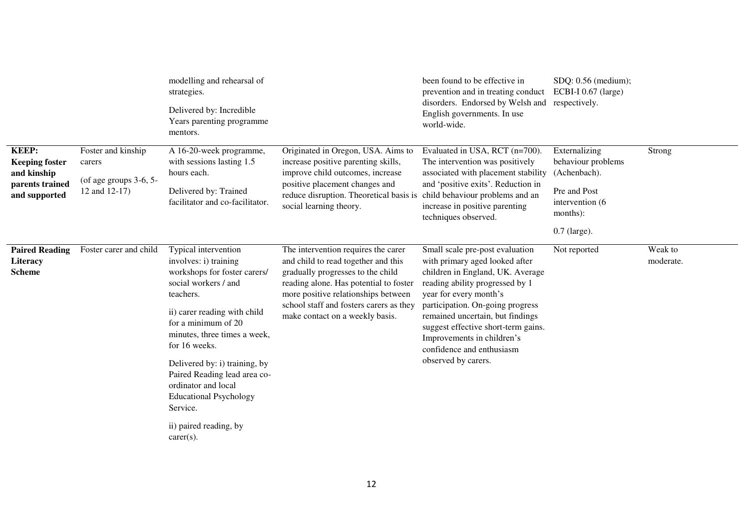| | | modelling and rehearsal of strategies.<br><br>Delivered by: Incredible Years parenting programme mentors. | | been found to be effective in prevention and in treating conduct disorders. Endorsed by Welsh and English governments. In use world-wide. | SDQ: 0.56 (medium); ECBI-I 0.67 (large) respectively. | |
|---|---|---|---|---|---|---|
| **KEEP: Keeping foster and kinship parents trained and supported** | Foster and kinship carers<br><br>(of age groups 3-6, 5-12 and 12-17) | A 16-20-week programme, with sessions lasting 1.5 hours each.<br><br>Delivered by: Trained facilitator and co-facilitator. | Originated in Oregon, USA. Aims to increase positive parenting skills, improve child outcomes, increase positive placement changes and reduce disruption. Theoretical basis is social learning theory. | Evaluated in USA, RCT (n=700). The intervention was positively associated with placement stability and 'positive exits'. Reduction in child behaviour problems and an increase in positive parenting techniques observed. | Externalizing behaviour problems (Achenbach).<br><br>Pre and Post intervention (6 months):<br><br>0.7 (large). | Strong |
| **Paired Reading Literacy Scheme** | Foster carer and child | Typical intervention involves: i) training workshops for foster carers/ social workers / and teachers.<br><br>ii) carer reading with child for a minimum of 20 minutes, three times a week, for 16 weeks.<br><br>Delivered by: i) training, by Paired Reading lead area co-ordinator and local Educational Psychology Service.<br><br>ii) paired reading, by carer(s). | The intervention requires the carer and child to read together and this gradually progresses to the child reading alone. Has potential to foster more positive relationships between school staff and fosters carers as they make contact on a weekly basis. | Small scale pre-post evaluation with primary aged looked after children in England, UK. Average reading ability progressed by 1 year for every month's participation. On-going progress remained uncertain, but findings suggest effective short-term gains. Improvements in children's confidence and enthusiasm observed by carers. | Not reported | Weak to moderate. |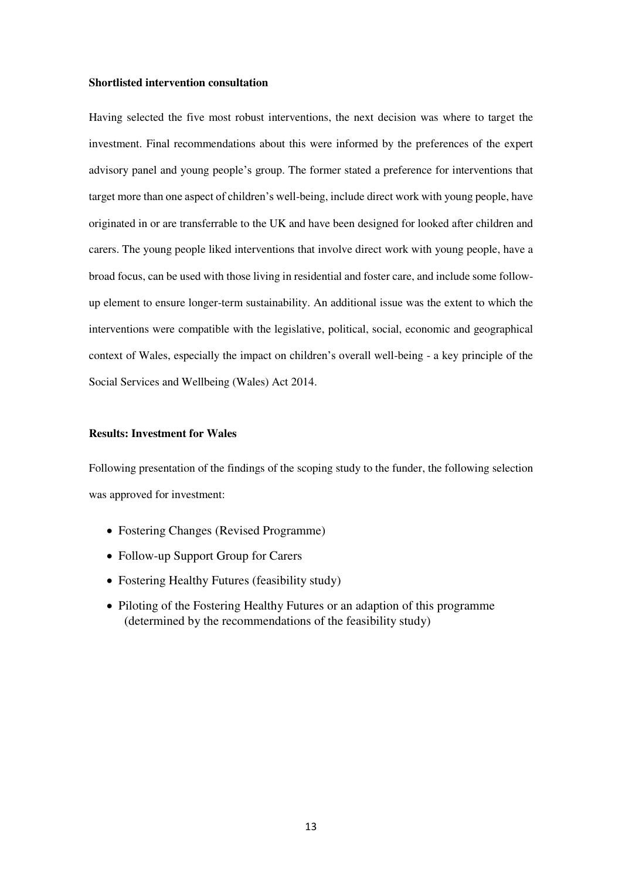### Shortlisted intervention consultation

Having selected the five most robust interventions, the next decision was where to target the investment. Final recommendations about this were informed by the preferences of the expert advisory panel and young people's group. The former stated a preference for interventions that target more than one aspect of children's well-being, include direct work with young people, have originated in or are transferrable to the UK and have been designed for looked after children and carers. The young people liked interventions that involve direct work with young people, have a broad focus, can be used with those living in residential and foster care, and include some follow-up element to ensure longer-term sustainability. An additional issue was the extent to which the interventions were compatible with the legislative, political, social, economic and geographical context of Wales, especially the impact on children's overall well-being - a key principle of the Social Services and Wellbeing (Wales) Act 2014.

### Results: Investment for Wales

Following presentation of the findings of the scoping study to the funder, the following selection was approved for investment:

- Fostering Changes (Revised Programme)
- Follow-up Support Group for Carers
- Fostering Healthy Futures (feasibility study)
- Piloting of the Fostering Healthy Futures or an adaption of this programme (determined by the recommendations of the feasibility study)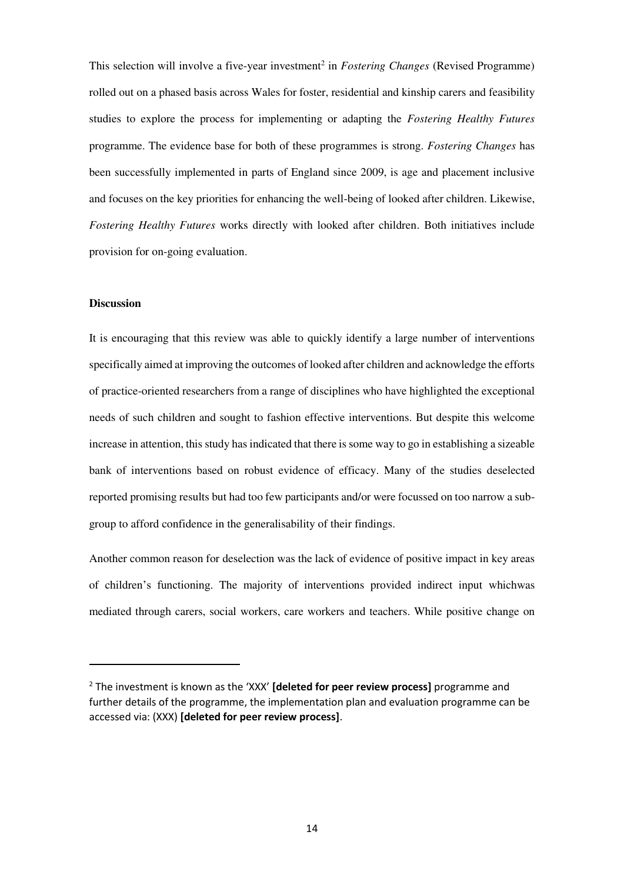This selection will involve a five-year investment[2] in *Fostering Changes* (Revised Programme) rolled out on a phased basis across Wales for foster, residential and kinship carers and feasibility studies to explore the process for implementing or adapting the *Fostering Healthy Futures* programme. The evidence base for both of these programmes is strong. *Fostering Changes* has been successfully implemented in parts of England since 2009, is age and placement inclusive and focuses on the key priorities for enhancing the well-being of looked after children. Likewise, *Fostering Healthy Futures* works directly with looked after children. Both initiatives include provision for on-going evaluation.

**Discussion**

It is encouraging that this review was able to quickly identify a large number of interventions specifically aimed at improving the outcomes of looked after children and acknowledge the efforts of practice-oriented researchers from a range of disciplines who have highlighted the exceptional needs of such children and sought to fashion effective interventions. But despite this welcome increase in attention, this study has indicated that there is some way to go in establishing a sizeable bank of interventions based on robust evidence of efficacy. Many of the studies deselected reported promising results but had too few participants and/or were focussed on too narrow a sub-group to afford confidence in the generalisability of their findings.

Another common reason for deselection was the lack of evidence of positive impact in key areas of children's functioning. The majority of interventions provided indirect input whichwas mediated through carers, social workers, care workers and teachers. While positive change on

---

[2] The investment is known as the 'XXX' **[deleted for peer review process]** programme and further details of the programme, the implementation plan and evaluation programme can be accessed via: (XXX) **[deleted for peer review process]**.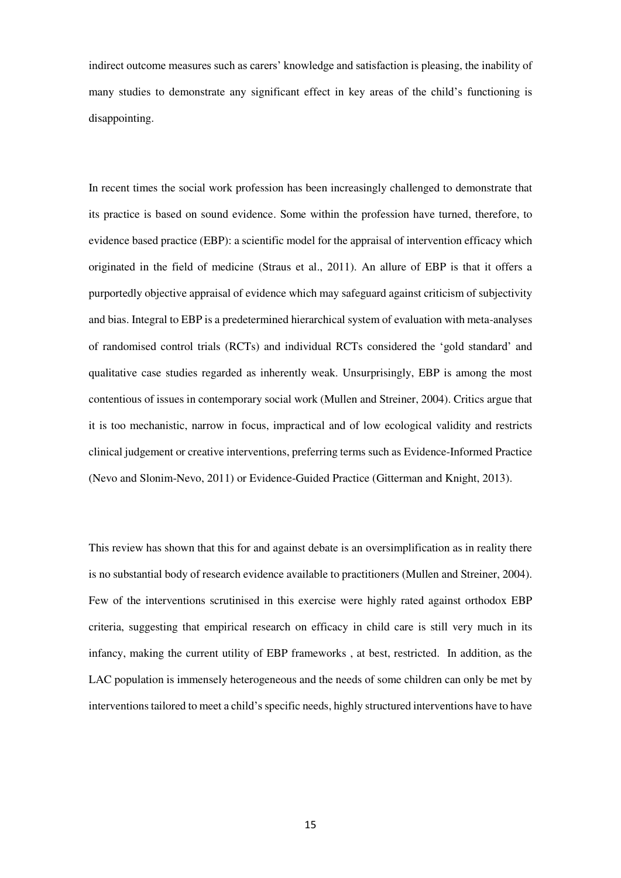indirect outcome measures such as carers' knowledge and satisfaction is pleasing, the inability of many studies to demonstrate any significant effect in key areas of the child's functioning is disappointing.

In recent times the social work profession has been increasingly challenged to demonstrate that its practice is based on sound evidence. Some within the profession have turned, therefore, to evidence based practice (EBP): a scientific model for the appraisal of intervention efficacy which originated in the field of medicine (Straus et al., 2011). An allure of EBP is that it offers a purportedly objective appraisal of evidence which may safeguard against criticism of subjectivity and bias. Integral to EBP is a predetermined hierarchical system of evaluation with meta-analyses of randomised control trials (RCTs) and individual RCTs considered the 'gold standard' and qualitative case studies regarded as inherently weak. Unsurprisingly, EBP is among the most contentious of issues in contemporary social work (Mullen and Streiner, 2004). Critics argue that it is too mechanistic, narrow in focus, impractical and of low ecological validity and restricts clinical judgement or creative interventions, preferring terms such as Evidence-Informed Practice (Nevo and Slonim-Nevo, 2011) or Evidence-Guided Practice (Gitterman and Knight, 2013).

This review has shown that this for and against debate is an oversimplification as in reality there is no substantial body of research evidence available to practitioners (Mullen and Streiner, 2004). Few of the interventions scrutinised in this exercise were highly rated against orthodox EBP criteria, suggesting that empirical research on efficacy in child care is still very much in its infancy, making the current utility of EBP frameworks , at best, restricted. In addition, as the LAC population is immensely heterogeneous and the needs of some children can only be met by interventions tailored to meet a child's specific needs, highly structured interventions have to have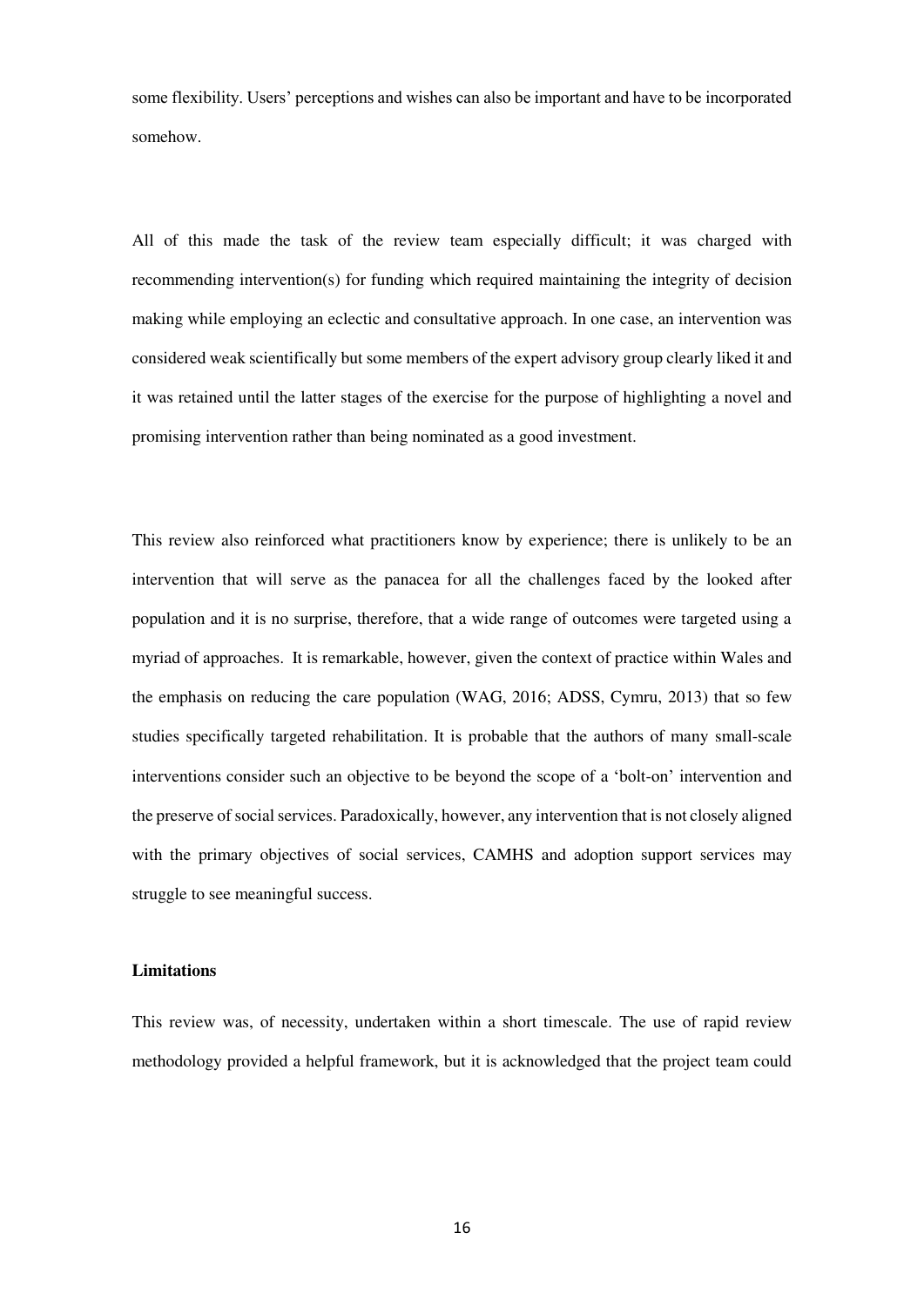some flexibility. Users' perceptions and wishes can also be important and have to be incorporated somehow.

All of this made the task of the review team especially difficult; it was charged with recommending intervention(s) for funding which required maintaining the integrity of decision making while employing an eclectic and consultative approach. In one case, an intervention was considered weak scientifically but some members of the expert advisory group clearly liked it and it was retained until the latter stages of the exercise for the purpose of highlighting a novel and promising intervention rather than being nominated as a good investment.

This review also reinforced what practitioners know by experience; there is unlikely to be an intervention that will serve as the panacea for all the challenges faced by the looked after population and it is no surprise, therefore, that a wide range of outcomes were targeted using a myriad of approaches. It is remarkable, however, given the context of practice within Wales and the emphasis on reducing the care population (WAG, 2016; ADSS, Cymru, 2013) that so few studies specifically targeted rehabilitation. It is probable that the authors of many small-scale interventions consider such an objective to be beyond the scope of a 'bolt-on' intervention and the preserve of social services. Paradoxically, however, any intervention that is not closely aligned with the primary objectives of social services, CAMHS and adoption support services may struggle to see meaningful success.

**Limitations**

This review was, of necessity, undertaken within a short timescale. The use of rapid review methodology provided a helpful framework, but it is acknowledged that the project team could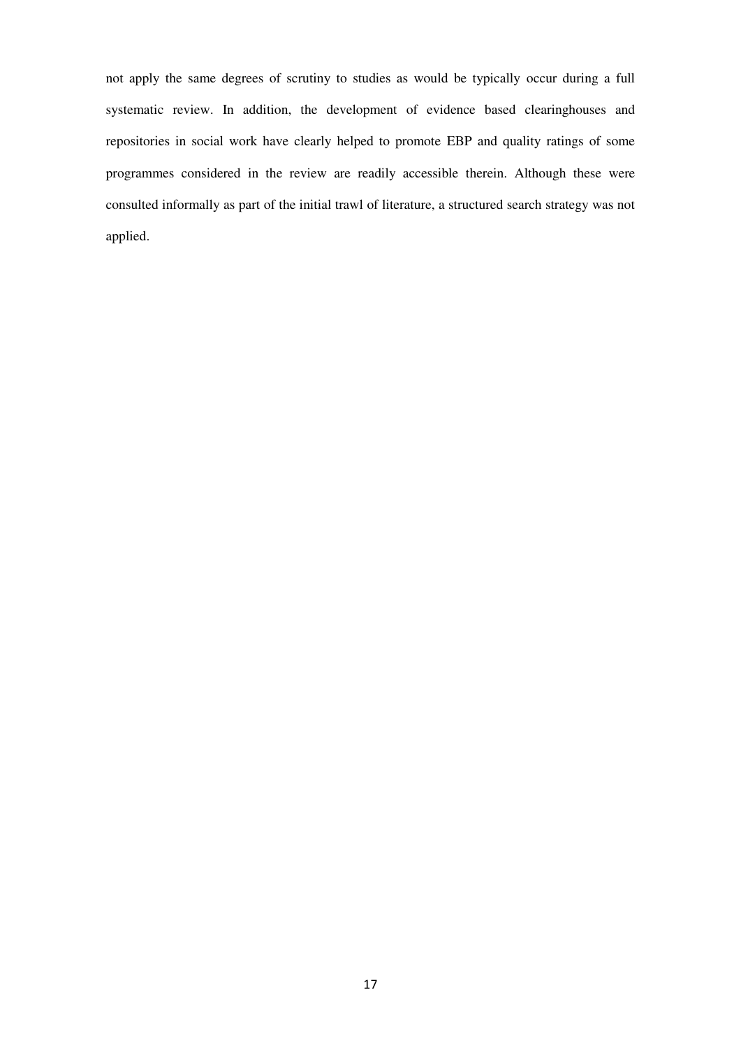not apply the same degrees of scrutiny to studies as would be typically occur during a full systematic review. In addition, the development of evidence based clearinghouses and repositories in social work have clearly helped to promote EBP and quality ratings of some programmes considered in the review are readily accessible therein. Although these were consulted informally as part of the initial trawl of literature, a structured search strategy was not applied.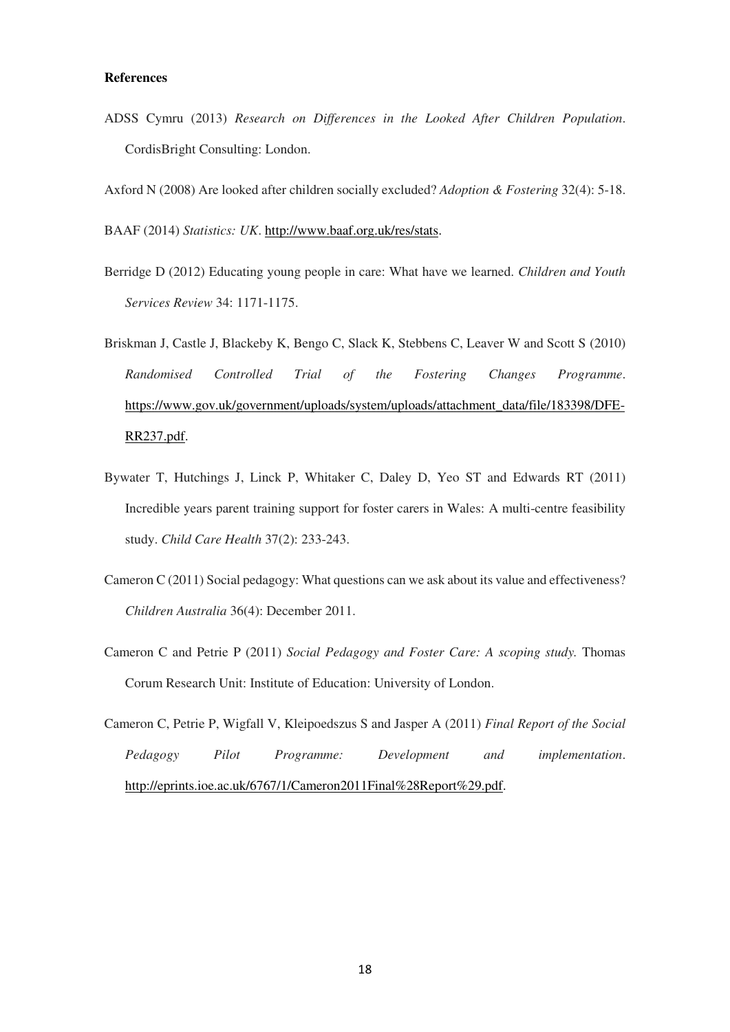**References**

ADSS Cymru (2013) *Research on Differences in the Looked After Children Population*. CordisBright Consulting: London.

Axford N (2008) Are looked after children socially excluded? *Adoption & Fostering* 32(4): 5-18.

BAAF (2014) *Statistics: UK*. http://www.baaf.org.uk/res/stats.

Berridge D (2012) Educating young people in care: What have we learned. *Children and Youth Services Review* 34: 1171-1175.

Briskman J, Castle J, Blackeby K, Bengo C, Slack K, Stebbens C, Leaver W and Scott S (2010) *Randomised Controlled Trial of the Fostering Changes Programme*. https://www.gov.uk/government/uploads/system/uploads/attachment_data/file/183398/DFE-RR237.pdf.

Bywater T, Hutchings J, Linck P, Whitaker C, Daley D, Yeo ST and Edwards RT (2011) Incredible years parent training support for foster carers in Wales: A multi-centre feasibility study. *Child Care Health* 37(2): 233-243.

Cameron C (2011) Social pedagogy: What questions can we ask about its value and effectiveness? *Children Australia* 36(4): December 2011.

Cameron C and Petrie P (2011) *Social Pedagogy and Foster Care: A scoping study.* Thomas Corum Research Unit: Institute of Education: University of London.

Cameron C, Petrie P, Wigfall V, Kleipoedszus S and Jasper A (2011) *Final Report of the Social Pedagogy Pilot Programme: Development and implementation*. http://eprints.ioe.ac.uk/6767/1/Cameron2011Final%28Report%29.pdf.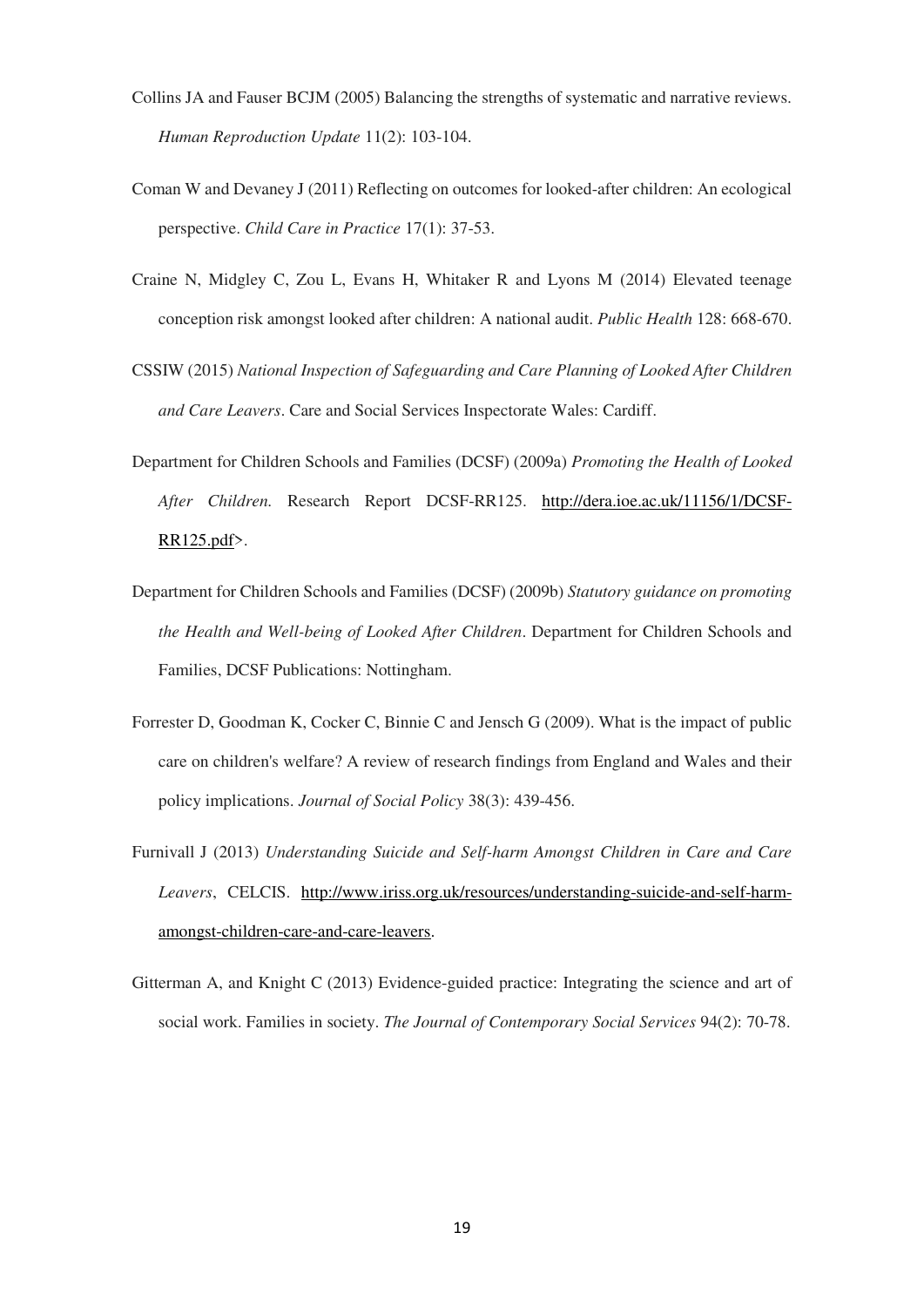Collins JA and Fauser BCJM (2005) Balancing the strengths of systematic and narrative reviews. *Human Reproduction Update* 11(2): 103-104.

Coman W and Devaney J (2011) Reflecting on outcomes for looked-after children: An ecological perspective. *Child Care in Practice* 17(1): 37-53.

Craine N, Midgley C, Zou L, Evans H, Whitaker R and Lyons M (2014) Elevated teenage conception risk amongst looked after children: A national audit. *Public Health* 128: 668-670.

CSSIW (2015) *National Inspection of Safeguarding and Care Planning of Looked After Children and Care Leavers*. Care and Social Services Inspectorate Wales: Cardiff.

Department for Children Schools and Families (DCSF) (2009a) *Promoting the Health of Looked After Children.* Research Report DCSF-RR125. http://dera.ioe.ac.uk/11156/1/DCSF-RR125.pdf>.

Department for Children Schools and Families (DCSF) (2009b) *Statutory guidance on promoting the Health and Well-being of Looked After Children*. Department for Children Schools and Families, DCSF Publications: Nottingham.

Forrester D, Goodman K, Cocker C, Binnie C and Jensch G (2009). What is the impact of public care on children's welfare? A review of research findings from England and Wales and their policy implications. *Journal of Social Policy* 38(3): 439-456.

Furnivall J (2013) *Understanding Suicide and Self-harm Amongst Children in Care and Care Leavers*, CELCIS. http://www.iriss.org.uk/resources/understanding-suicide-and-self-harm-amongst-children-care-and-care-leavers.

Gitterman A, and Knight C (2013) Evidence-guided practice: Integrating the science and art of social work. Families in society. *The Journal of Contemporary Social Services* 94(2): 70-78.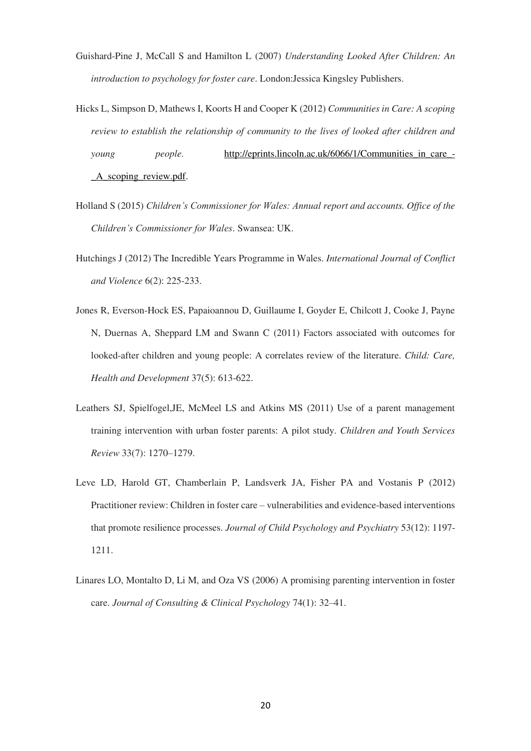Guishard-Pine J, McCall S and Hamilton L (2007) *Understanding Looked After Children: An introduction to psychology for foster care*. London:Jessica Kingsley Publishers.

Hicks L, Simpson D, Mathews I, Koorts H and Cooper K (2012) *Communities in Care: A scoping review to establish the relationship of community to the lives of looked after children and young people.* http://eprints.lincoln.ac.uk/6066/1/Communities_in_care_-_A_scoping_review.pdf.

Holland S (2015) *Children's Commissioner for Wales: Annual report and accounts. Office of the Children's Commissioner for Wales*. Swansea: UK.

Hutchings J (2012) The Incredible Years Programme in Wales. *International Journal of Conflict and Violence* 6(2): 225-233.

Jones R, Everson-Hock ES, Papaioannou D, Guillaume I, Goyder E, Chilcott J, Cooke J, Payne N, Duernas A, Sheppard LM and Swann C (2011) Factors associated with outcomes for looked-after children and young people: A correlates review of the literature. *Child: Care, Health and Development* 37(5): 613-622.

Leathers SJ, Spielfogel,JE, McMeel LS and Atkins MS (2011) Use of a parent management training intervention with urban foster parents: A pilot study. *Children and Youth Services Review* 33(7): 1270–1279.

Leve LD, Harold GT, Chamberlain P, Landsverk JA, Fisher PA and Vostanis P (2012) Practitioner review: Children in foster care – vulnerabilities and evidence-based interventions that promote resilience processes. *Journal of Child Psychology and Psychiatry* 53(12): 1197-1211.

Linares LO, Montalto D, Li M, and Oza VS (2006) A promising parenting intervention in foster care. *Journal of Consulting & Clinical Psychology* 74(1): 32–41.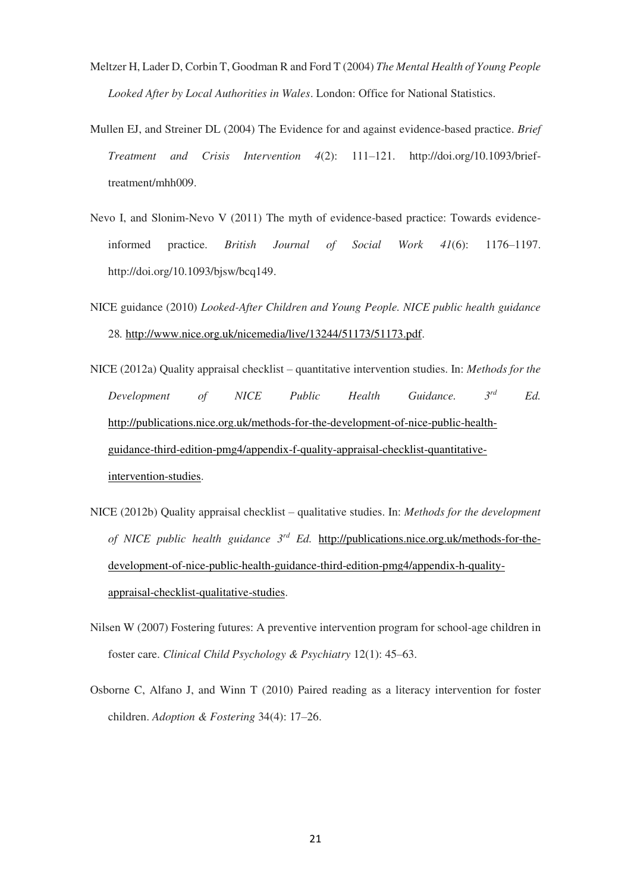Meltzer H, Lader D, Corbin T, Goodman R and Ford T (2004) *The Mental Health of Young People Looked After by Local Authorities in Wales*. London: Office for National Statistics.

Mullen EJ, and Streiner DL (2004) The Evidence for and against evidence-based practice. *Brief Treatment and Crisis Intervention 4*(2): 111–121. http://doi.org/10.1093/brief-treatment/mhh009.

Nevo I, and Slonim-Nevo V (2011) The myth of evidence-based practice: Towards evidence-informed practice. *British Journal of Social Work 41*(6): 1176–1197. http://doi.org/10.1093/bjsw/bcq149.

NICE guidance (2010) *Looked-After Children and Young People. NICE public health guidance 28.* http://www.nice.org.uk/nicemedia/live/13244/51173/51173.pdf.

NICE (2012a) Quality appraisal checklist – quantitative intervention studies. In: *Methods for the Development of NICE Public Health Guidance. 3rd Ed.* http://publications.nice.org.uk/methods-for-the-development-of-nice-public-health-guidance-third-edition-pmg4/appendix-f-quality-appraisal-checklist-quantitative-intervention-studies.

NICE (2012b) Quality appraisal checklist – qualitative studies. In: *Methods for the development of NICE public health guidance 3rd Ed.* http://publications.nice.org.uk/methods-for-the-development-of-nice-public-health-guidance-third-edition-pmg4/appendix-h-quality-appraisal-checklist-qualitative-studies.

Nilsen W (2007) Fostering futures: A preventive intervention program for school-age children in foster care. *Clinical Child Psychology & Psychiatry* 12(1): 45–63.

Osborne C, Alfano J, and Winn T (2010) Paired reading as a literacy intervention for foster children. *Adoption & Fostering* 34(4): 17–26.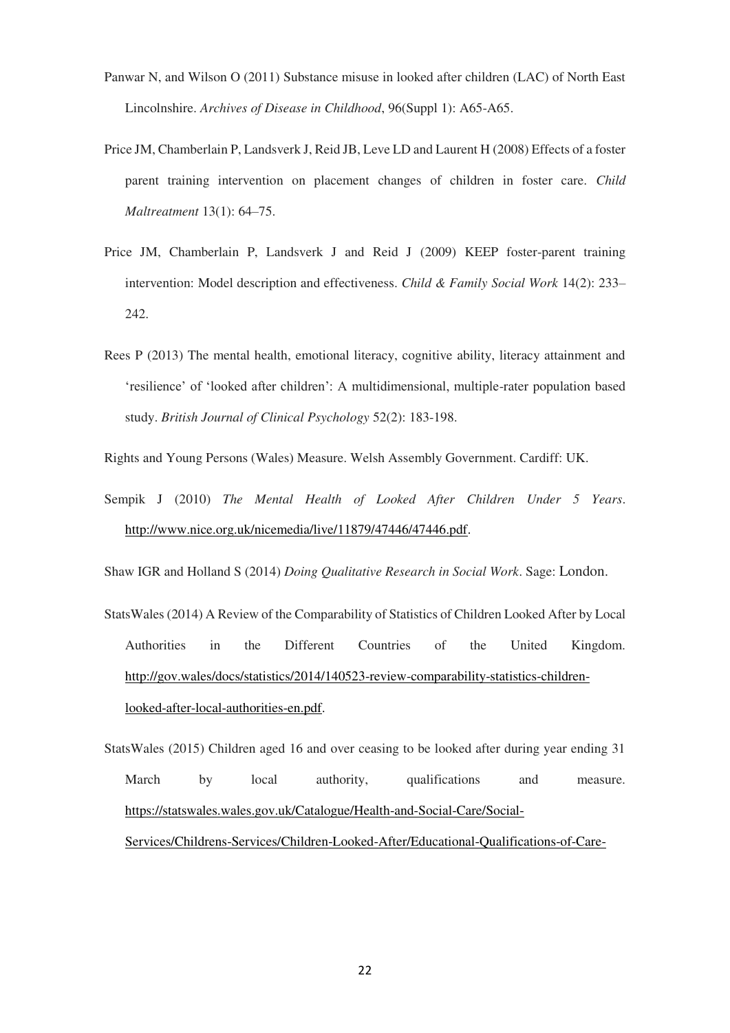Panwar N, and Wilson O (2011) Substance misuse in looked after children (LAC) of North East Lincolnshire. *Archives of Disease in Childhood*, 96(Suppl 1): A65-A65.

Price JM, Chamberlain P, Landsverk J, Reid JB, Leve LD and Laurent H (2008) Effects of a foster parent training intervention on placement changes of children in foster care. *Child Maltreatment* 13(1): 64–75.

Price JM, Chamberlain P, Landsverk J and Reid J (2009) KEEP foster-parent training intervention: Model description and effectiveness. *Child & Family Social Work* 14(2): 233–242.

Rees P (2013) The mental health, emotional literacy, cognitive ability, literacy attainment and 'resilience' of 'looked after children': A multidimensional, multiple-rater population based study. *British Journal of Clinical Psychology* 52(2): 183-198.

Rights and Young Persons (Wales) Measure. Welsh Assembly Government. Cardiff: UK.

Sempik J (2010) *The Mental Health of Looked After Children Under 5 Years*. http://www.nice.org.uk/nicemedia/live/11879/47446/47446.pdf.

Shaw IGR and Holland S (2014) *Doing Qualitative Research in Social Work*. Sage: London.

StatsWales (2014) A Review of the Comparability of Statistics of Children Looked After by Local Authorities in the Different Countries of the United Kingdom. http://gov.wales/docs/statistics/2014/140523-review-comparability-statistics-children-looked-after-local-authorities-en.pdf.

StatsWales (2015) Children aged 16 and over ceasing to be looked after during year ending 31 March by local authority, qualifications and measure. https://statswales.wales.gov.uk/Catalogue/Health-and-Social-Care/Social-Services/Childrens-Services/Children-Looked-After/Educational-Qualifications-of-Care-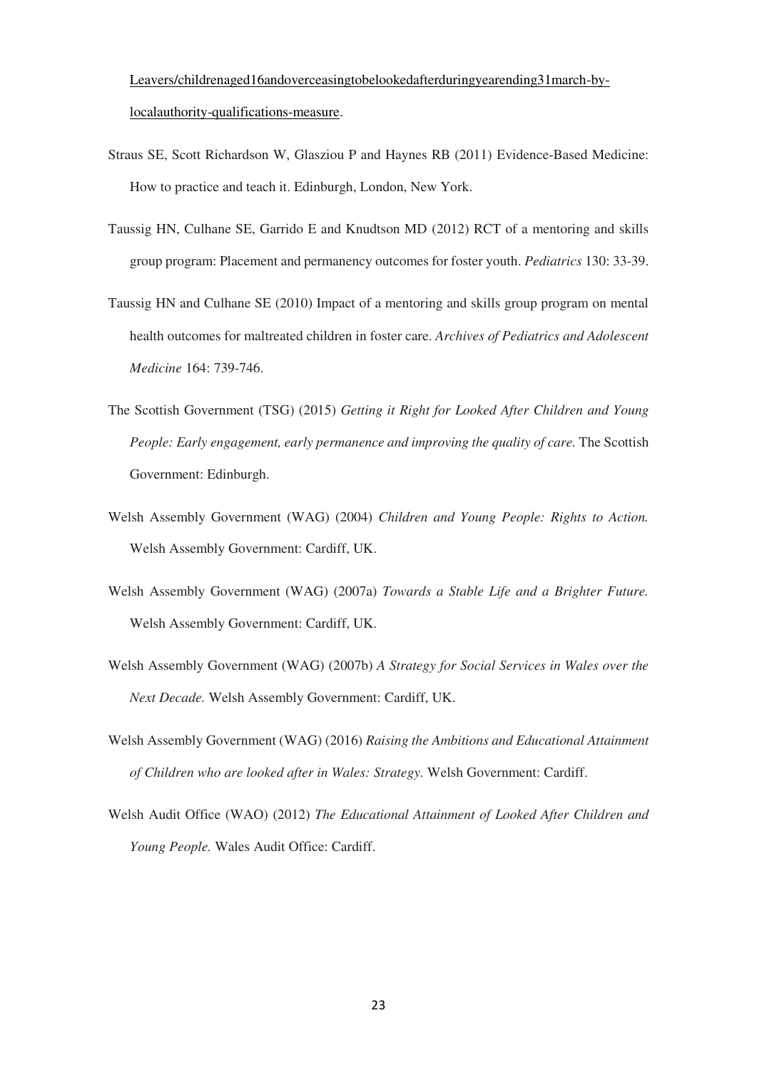Leavers/childrenaged16andoverceasingtobelookedafterduringyearending31march-by-localauthority-qualifications-measure.

Straus SE, Scott Richardson W, Glasziou P and Haynes RB (2011) Evidence-Based Medicine: How to practice and teach it. Edinburgh, London, New York.

Taussig HN, Culhane SE, Garrido E and Knudtson MD (2012) RCT of a mentoring and skills group program: Placement and permanency outcomes for foster youth. *Pediatrics* 130: 33-39.

Taussig HN and Culhane SE (2010) Impact of a mentoring and skills group program on mental health outcomes for maltreated children in foster care. *Archives of Pediatrics and Adolescent Medicine* 164: 739-746.

The Scottish Government (TSG) (2015) *Getting it Right for Looked After Children and Young People: Early engagement, early permanence and improving the quality of care.* The Scottish Government: Edinburgh.

Welsh Assembly Government (WAG) (2004) *Children and Young People: Rights to Action.* Welsh Assembly Government: Cardiff, UK.

Welsh Assembly Government (WAG) (2007a) *Towards a Stable Life and a Brighter Future.* Welsh Assembly Government: Cardiff, UK.

Welsh Assembly Government (WAG) (2007b) *A Strategy for Social Services in Wales over the Next Decade.* Welsh Assembly Government: Cardiff, UK.

Welsh Assembly Government (WAG) (2016) *Raising the Ambitions and Educational Attainment of Children who are looked after in Wales: Strategy.* Welsh Government: Cardiff.

Welsh Audit Office (WAO) (2012) *The Educational Attainment of Looked After Children and Young People.* Wales Audit Office: Cardiff.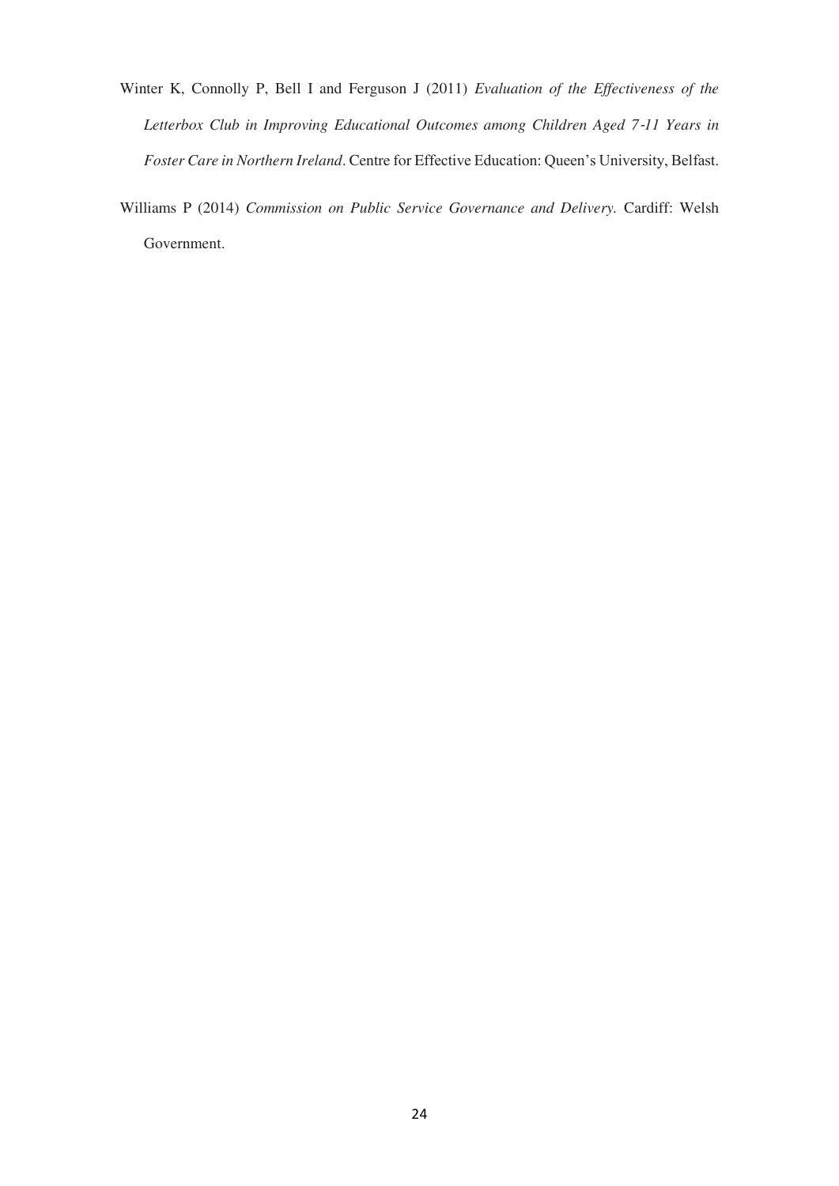Winter K, Connolly P, Bell I and Ferguson J (2011) *Evaluation of the Effectiveness of the Letterbox Club in Improving Educational Outcomes among Children Aged 7-11 Years in Foster Care in Northern Ireland*. Centre for Effective Education: Queen's University, Belfast.

Williams P (2014) *Commission on Public Service Governance and Delivery.* Cardiff: Welsh Government.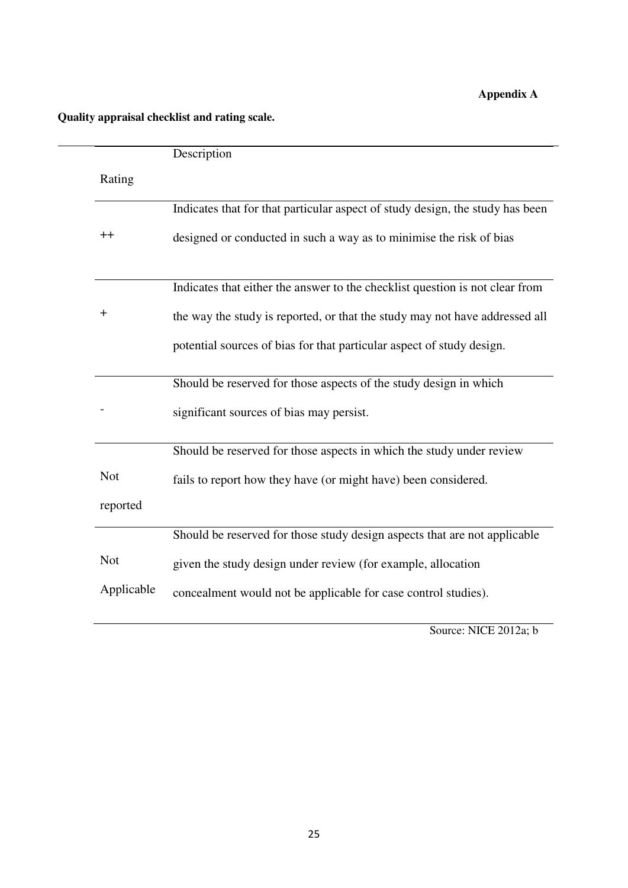**Appendix A**

**Quality appraisal checklist and rating scale.**

| Rating | Description |
|---|---|
| ++ | Indicates that for that particular aspect of study design, the study has been designed or conducted in such a way as to minimise the risk of bias |
| + | Indicates that either the answer to the checklist question is not clear from the way the study is reported, or that the study may not have addressed all potential sources of bias for that particular aspect of study design. |
| - | Should be reserved for those aspects of the study design in which significant sources of bias may persist. |
| Not reported | Should be reserved for those aspects in which the study under review fails to report how they have (or might have) been considered. |
| Not Applicable | Should be reserved for those study design aspects that are not applicable given the study design under review (for example, allocation concealment would not be applicable for case control studies). |

Source: NICE 2012a; b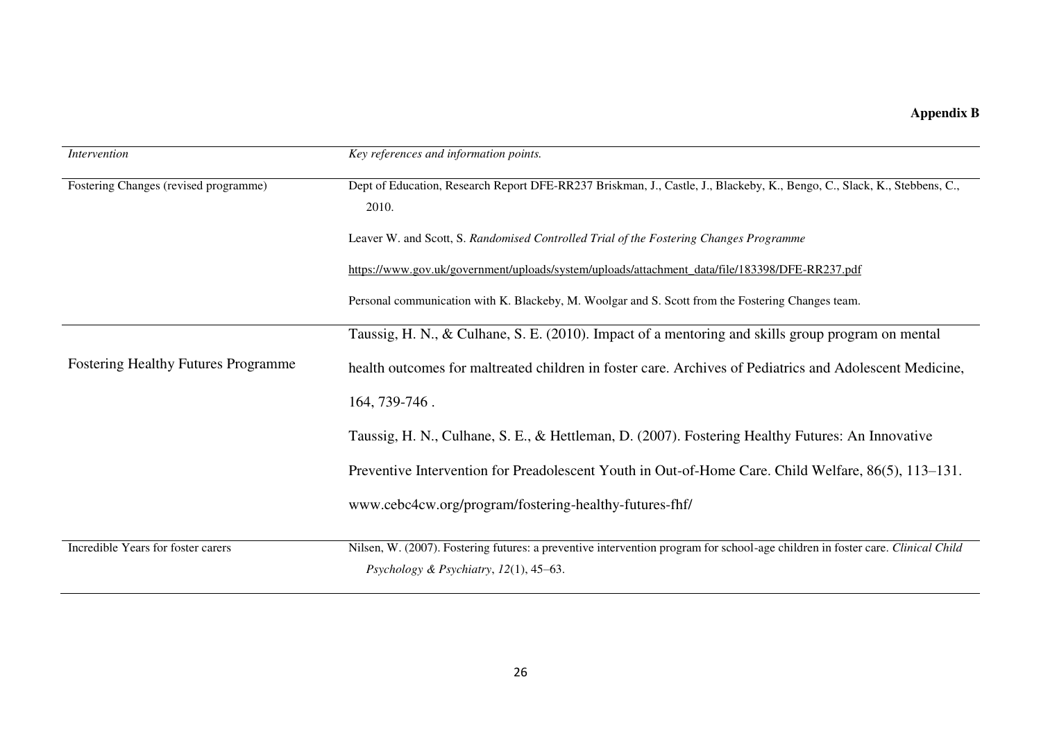**Appendix B**

| *Intervention* | *Key references and information points.* |
|---|---|
| Fostering Changes (revised programme) | Dept of Education, Research Report DFE-RR237 Briskman, J., Castle, J., Blackeby, K., Bengo, C., Slack, K., Stebbens, C., 2010.<br><br>Leaver W. and Scott, S. *Randomised Controlled Trial of the Fostering Changes Programme*<br><br>https://www.gov.uk/government/uploads/system/uploads/attachment_data/file/183398/DFE-RR237.pdf<br><br>Personal communication with K. Blackeby, M. Woolgar and S. Scott from the Fostering Changes team. |
| Fostering Healthy Futures Programme | Taussig, H. N., & Culhane, S. E. (2010). Impact of a mentoring and skills group program on mental health outcomes for maltreated children in foster care. Archives of Pediatrics and Adolescent Medicine, 164, 739-746 .<br><br>Taussig, H. N., Culhane, S. E., & Hettleman, D. (2007). Fostering Healthy Futures: An Innovative Preventive Intervention for Preadolescent Youth in Out-of-Home Care. Child Welfare, 86(5), 113–131.<br><br>www.cebc4cw.org/program/fostering-healthy-futures-fhf/ |
| Incredible Years for foster carers | Nilsen, W. (2007). Fostering futures: a preventive intervention program for school-age children in foster care. *Clinical Child Psychology & Psychiatry*, *12*(1), 45–63. |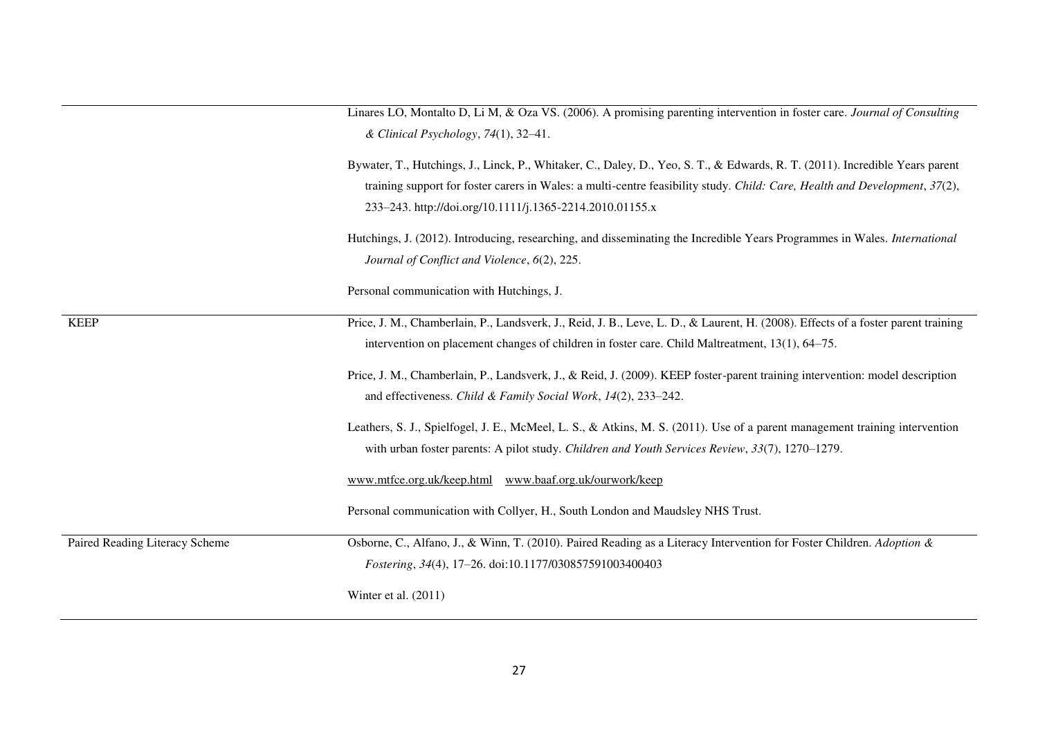| | |
|---|---|
| | Linares LO, Montalto D, Li M, & Oza VS. (2006). A promising parenting intervention in foster care. *Journal of Consulting & Clinical Psychology*, *74*(1), 32–41.<br><br>Bywater, T., Hutchings, J., Linck, P., Whitaker, C., Daley, D., Yeo, S. T., & Edwards, R. T. (2011). Incredible Years parent training support for foster carers in Wales: a multi-centre feasibility study. *Child: Care, Health and Development*, *37*(2), 233–243. http://doi.org/10.1111/j.1365-2214.2010.01155.x<br><br>Hutchings, J. (2012). Introducing, researching, and disseminating the Incredible Years Programmes in Wales. *International Journal of Conflict and Violence*, *6*(2), 225.<br><br>Personal communication with Hutchings, J. |
| KEEP | Price, J. M., Chamberlain, P., Landsverk, J., Reid, J. B., Leve, L. D., & Laurent, H. (2008). Effects of a foster parent training intervention on placement changes of children in foster care. Child Maltreatment, 13(1), 64–75.<br><br>Price, J. M., Chamberlain, P., Landsverk, J., & Reid, J. (2009). KEEP foster-parent training intervention: model description and effectiveness. *Child & Family Social Work*, *14*(2), 233–242.<br><br>Leathers, S. J., Spielfogel, J. E., McMeel, L. S., & Atkins, M. S. (2011). Use of a parent management training intervention with urban foster parents: A pilot study. *Children and Youth Services Review*, *33*(7), 1270–1279.<br><br>www.mtfce.org.uk/keep.html www.baaf.org.uk/ourwork/keep<br><br>Personal communication with Collyer, H., South London and Maudsley NHS Trust. |
| Paired Reading Literacy Scheme | Osborne, C., Alfano, J., & Winn, T. (2010). Paired Reading as a Literacy Intervention for Foster Children. *Adoption & Fostering*, *34*(4), 17–26. doi:10.1177/030857591003400403<br><br>Winter et al. (2011) |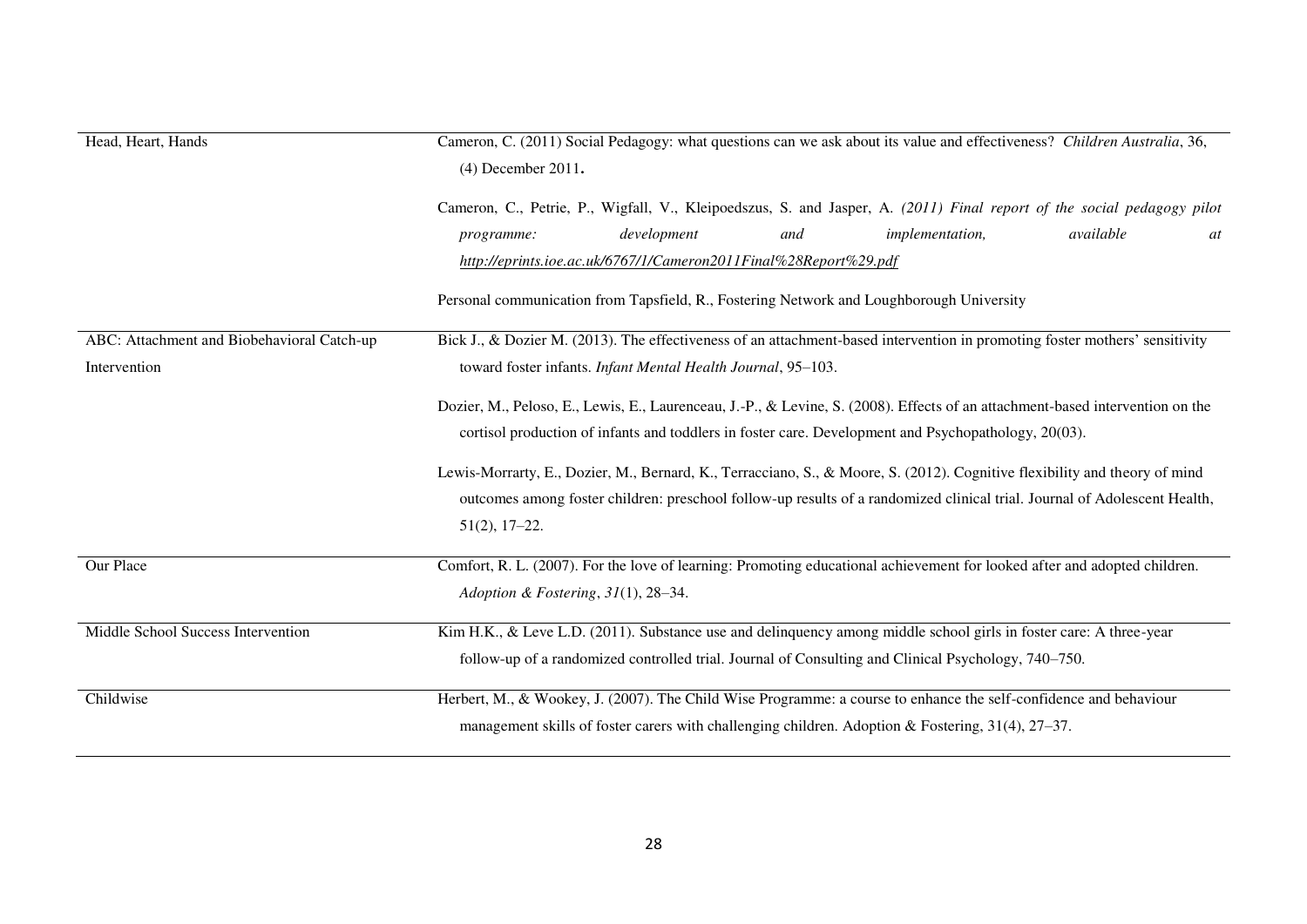| | |
|---|---|
| Head, Heart, Hands | Cameron, C. (2011) Social Pedagogy: what questions can we ask about its value and effectiveness? *Children Australia*, 36, (4) December 2011**.**<br><br>Cameron, C., Petrie, P., Wigfall, V., Kleipoedszus, S. and Jasper, A. *(2011) Final report of the social pedagogy pilot programme: development and implementation, available at* *http://eprints.ioe.ac.uk/6767/1/Cameron2011Final%28Report%29.pdf*<br><br>Personal communication from Tapsfield, R., Fostering Network and Loughborough University |
| ABC: Attachment and Biobehavioral Catch-up Intervention | Bick J., & Dozier M. (2013). The effectiveness of an attachment-based intervention in promoting foster mothers' sensitivity toward foster infants. *Infant Mental Health Journal*, 95–103.<br><br>Dozier, M., Peloso, E., Lewis, E., Laurenceau, J.-P., & Levine, S. (2008). Effects of an attachment-based intervention on the cortisol production of infants and toddlers in foster care. Development and Psychopathology, 20(03).<br><br>Lewis-Morrarty, E., Dozier, M., Bernard, K., Terracciano, S., & Moore, S. (2012). Cognitive flexibility and theory of mind outcomes among foster children: preschool follow-up results of a randomized clinical trial. Journal of Adolescent Health, 51(2), 17–22. |
| Our Place | Comfort, R. L. (2007). For the love of learning: Promoting educational achievement for looked after and adopted children. *Adoption & Fostering*, *31*(1), 28–34. |
| Middle School Success Intervention | Kim H.K., & Leve L.D. (2011). Substance use and delinquency among middle school girls in foster care: A three-year follow-up of a randomized controlled trial. Journal of Consulting and Clinical Psychology, 740–750. |
| Childwise | Herbert, M., & Wookey, J. (2007). The Child Wise Programme: a course to enhance the self-confidence and behaviour management skills of foster carers with challenging children. Adoption & Fostering, 31(4), 27–37. |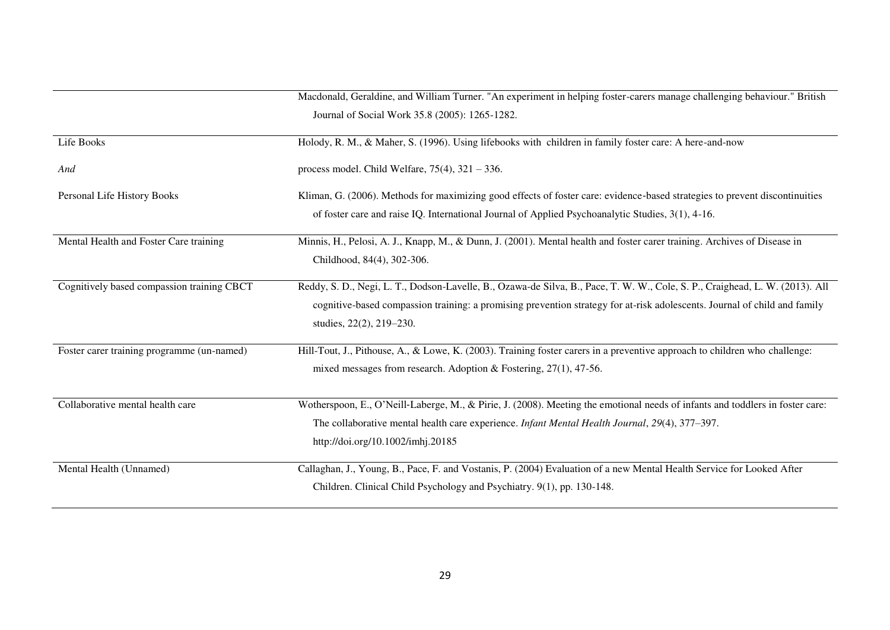| | |
|---|---|
| | Macdonald, Geraldine, and William Turner. "An experiment in helping foster-carers manage challenging behaviour." British Journal of Social Work 35.8 (2005): 1265-1282. |
| Life Books *And* Personal Life History Books | Holody, R. M., & Maher, S. (1996). Using lifebooks with children in family foster care: A here-and-now process model. Child Welfare, 75(4), 321 – 336. Kliman, G. (2006). Methods for maximizing good effects of foster care: evidence-based strategies to prevent discontinuities of foster care and raise IQ. International Journal of Applied Psychoanalytic Studies, 3(1), 4-16. |
| Mental Health and Foster Care training | Minnis, H., Pelosi, A. J., Knapp, M., & Dunn, J. (2001). Mental health and foster carer training. Archives of Disease in Childhood, 84(4), 302-306. |
| Cognitively based compassion training CBCT | Reddy, S. D., Negi, L. T., Dodson-Lavelle, B., Ozawa-de Silva, B., Pace, T. W. W., Cole, S. P., Craighead, L. W. (2013). All cognitive-based compassion training: a promising prevention strategy for at-risk adolescents. Journal of child and family studies, 22(2), 219–230. |
| Foster carer training programme (un-named) | Hill-Tout, J., Pithouse, A., & Lowe, K. (2003). Training foster carers in a preventive approach to children who challenge: mixed messages from research. Adoption & Fostering, 27(1), 47-56. |
| Collaborative mental health care | Wotherspoon, E., O'Neill-Laberge, M., & Pirie, J. (2008). Meeting the emotional needs of infants and toddlers in foster care: The collaborative mental health care experience. *Infant Mental Health Journal*, *29*(4), 377–397. http://doi.org/10.1002/imhj.20185 |
| Mental Health (Unnamed) | Callaghan, J., Young, B., Pace, F. and Vostanis, P. (2004) Evaluation of a new Mental Health Service for Looked After Children. Clinical Child Psychology and Psychiatry. 9(1), pp. 130-148. |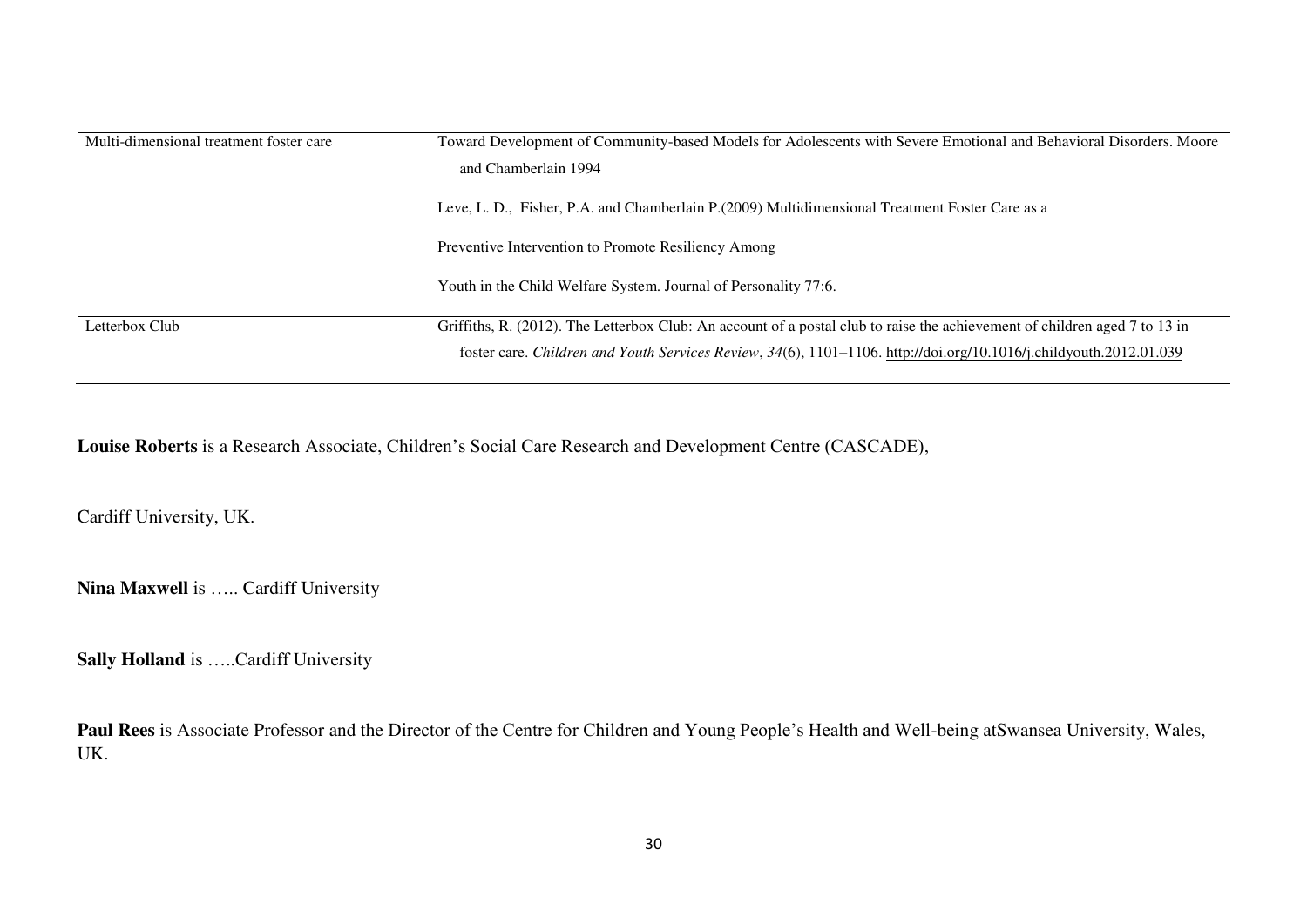| | |
|---|---|
| Multi-dimensional treatment foster care | Toward Development of Community-based Models for Adolescents with Severe Emotional and Behavioral Disorders. Moore and Chamberlain 1994<br><br>Leve, L. D., Fisher, P.A. and Chamberlain P.(2009) Multidimensional Treatment Foster Care as a<br><br>Preventive Intervention to Promote Resiliency Among<br><br>Youth in the Child Welfare System. Journal of Personality 77:6. |
| Letterbox Club | Griffiths, R. (2012). The Letterbox Club: An account of a postal club to raise the achievement of children aged 7 to 13 in foster care. *Children and Youth Services Review*, *34*(6), 1101–1106. http://doi.org/10.1016/j.childyouth.2012.01.039 |

**Louise Roberts** is a Research Associate, Children's Social Care Research and Development Centre (CASCADE),

Cardiff University, UK.

**Nina Maxwell** is ….. Cardiff University

**Sally Holland** is …..Cardiff University

**Paul Rees** is Associate Professor and the Director of the Centre for Children and Young People's Health and Well-being atSwansea University, Wales, UK.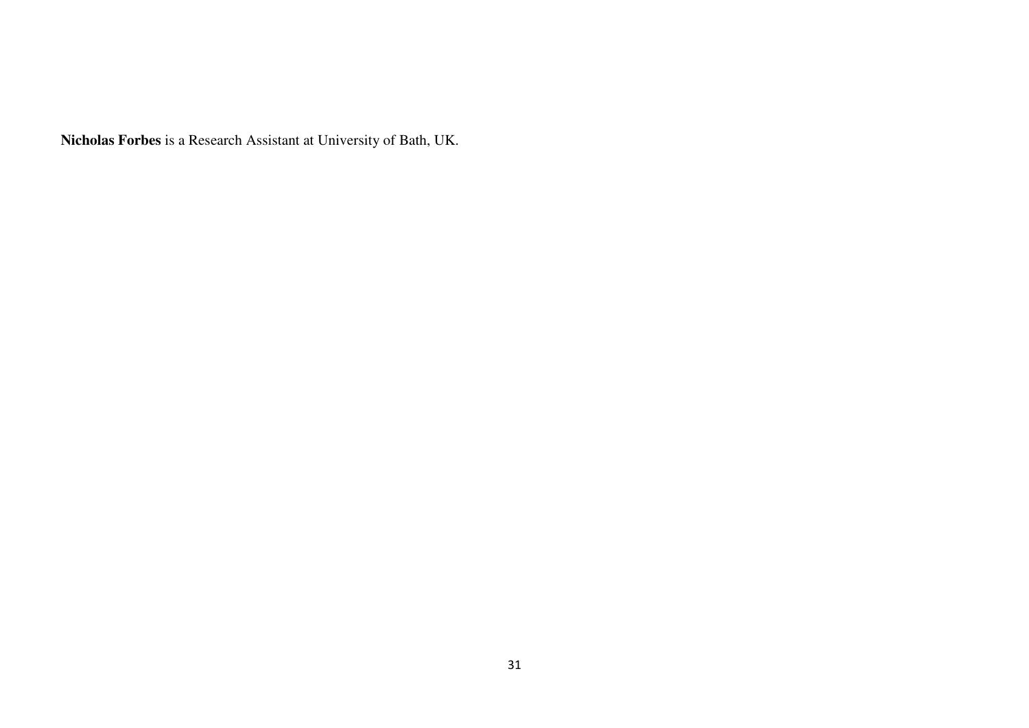**Nicholas Forbes** is a Research Assistant at University of Bath, UK.